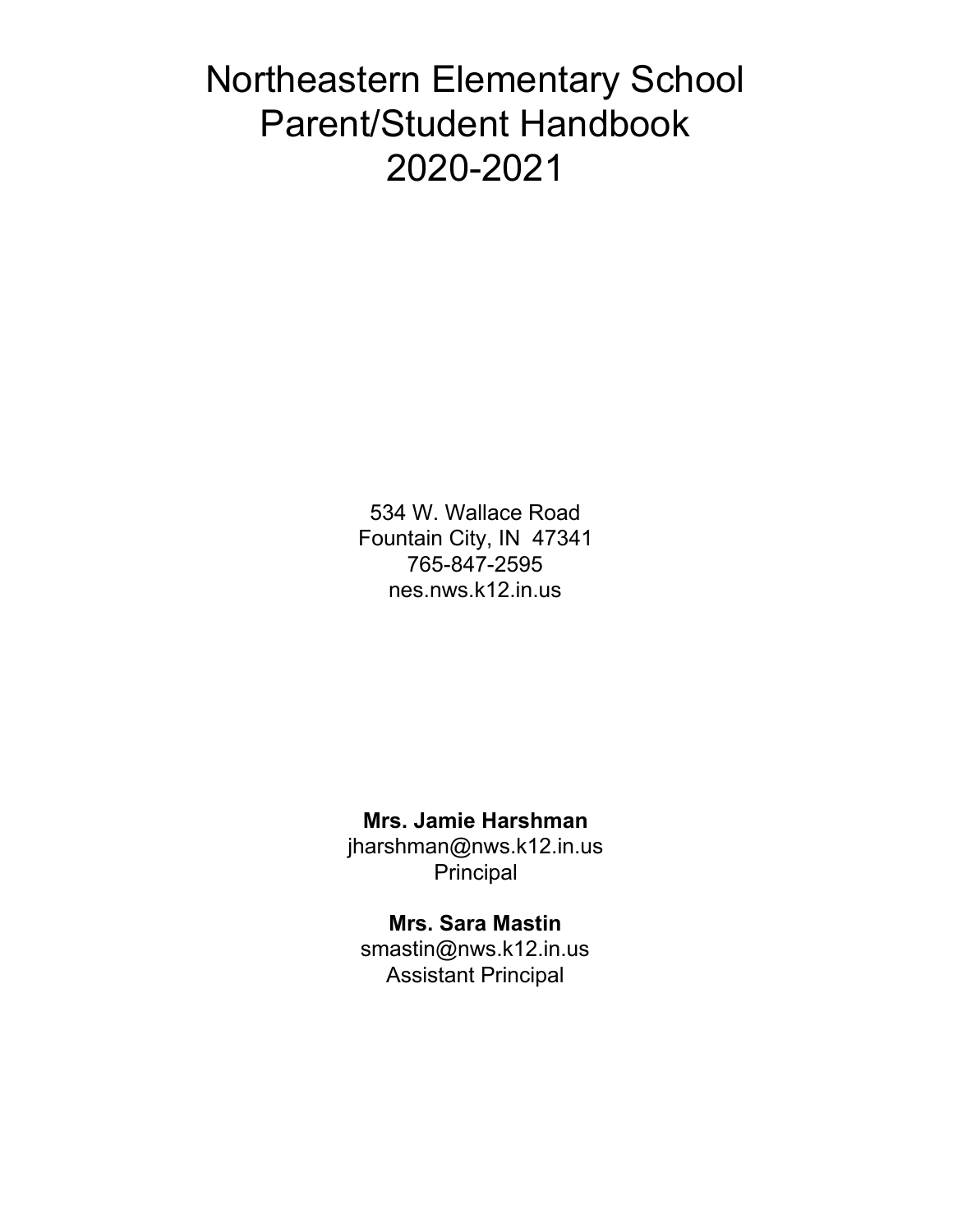# Northeastern Elementary School
# Parent/Student Handbook
# 2020-2021

534 W. Wallace Road
Fountain City, IN 47341
765-847-2595
nes.nws.k12.in.us

**Mrs. Jamie Harshman**
jharshman@nws.k12.in.us
Principal

**Mrs. Sara Mastin**
smastin@nws.k12.in.us
Assistant Principal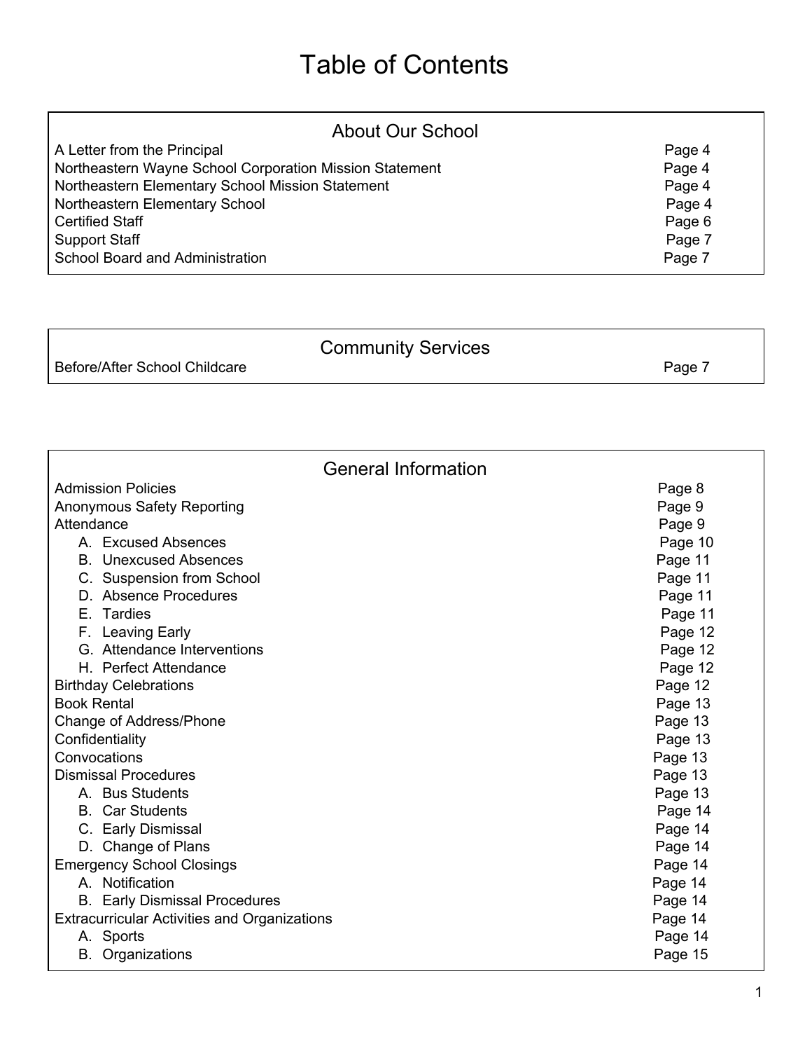# Table of Contents

| About Our School | |
|---|---|
| A Letter from the Principal | Page 4 |
| Northeastern Wayne School Corporation Mission Statement | Page 4 |
| Northeastern Elementary School Mission Statement | Page 4 |
| Northeastern Elementary School | Page 4 |
| Certified Staff | Page 6 |
| Support Staff | Page 7 |
| School Board and Administration | Page 7 |

| Community Services | |
|---|---|
| Before/After School Childcare | Page 7 |

| General Information | |
|---|---|
| Admission Policies | Page 8 |
| Anonymous Safety Reporting | Page 9 |
| Attendance | Page 9 |
| A. Excused Absences | Page 10 |
| B. Unexcused Absences | Page 11 |
| C. Suspension from School | Page 11 |
| D. Absence Procedures | Page 11 |
| E. Tardies | Page 11 |
| F. Leaving Early | Page 12 |
| G. Attendance Interventions | Page 12 |
| H. Perfect Attendance | Page 12 |
| Birthday Celebrations | Page 12 |
| Book Rental | Page 13 |
| Change of Address/Phone | Page 13 |
| Confidentiality | Page 13 |
| Convocations | Page 13 |
| Dismissal Procedures | Page 13 |
| A. Bus Students | Page 13 |
| B. Car Students | Page 14 |
| C. Early Dismissal | Page 14 |
| D. Change of Plans | Page 14 |
| Emergency School Closings | Page 14 |
| A. Notification | Page 14 |
| B. Early Dismissal Procedures | Page 14 |
| Extracurricular Activities and Organizations | Page 14 |
| A. Sports | Page 14 |
| B. Organizations | Page 15 |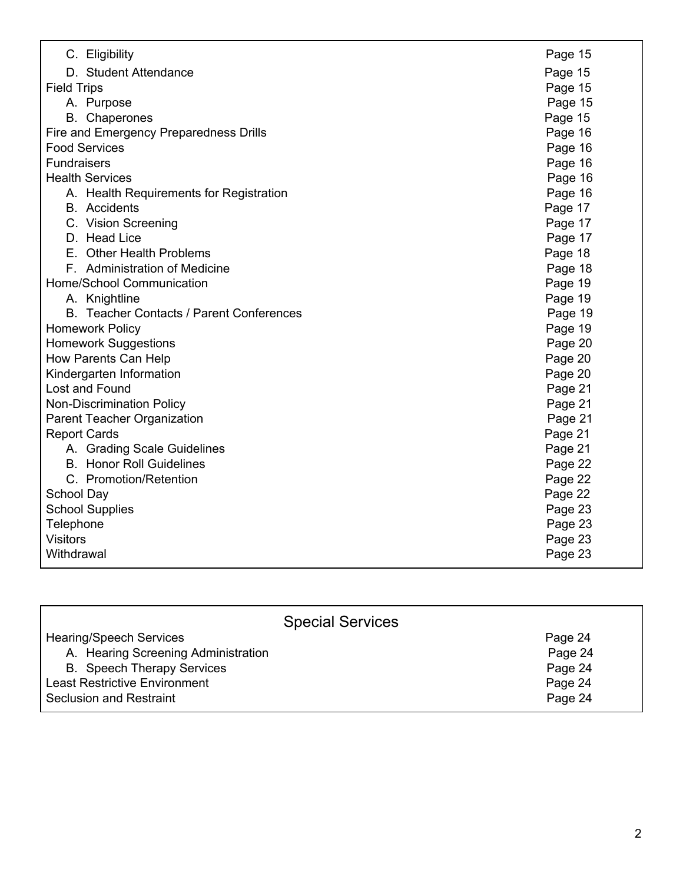| | |
|---|---|
| C. Eligibility | Page 15 |
| D. Student Attendance | Page 15 |
| Field Trips | Page 15 |
| A. Purpose | Page 15 |
| B. Chaperones | Page 15 |
| Fire and Emergency Preparedness Drills | Page 16 |
| Food Services | Page 16 |
| Fundraisers | Page 16 |
| Health Services | Page 16 |
| A. Health Requirements for Registration | Page 16 |
| B. Accidents | Page 17 |
| C. Vision Screening | Page 17 |
| D. Head Lice | Page 17 |
| E. Other Health Problems | Page 18 |
| F. Administration of Medicine | Page 18 |
| Home/School Communication | Page 19 |
| A. Knightline | Page 19 |
| B. Teacher Contacts / Parent Conferences | Page 19 |
| Homework Policy | Page 19 |
| Homework Suggestions | Page 20 |
| How Parents Can Help | Page 20 |
| Kindergarten Information | Page 20 |
| Lost and Found | Page 21 |
| Non-Discrimination Policy | Page 21 |
| Parent Teacher Organization | Page 21 |
| Report Cards | Page 21 |
| A. Grading Scale Guidelines | Page 21 |
| B. Honor Roll Guidelines | Page 22 |
| C. Promotion/Retention | Page 22 |
| School Day | Page 22 |
| School Supplies | Page 23 |
| Telephone | Page 23 |
| Visitors | Page 23 |
| Withdrawal | Page 23 |

## Special Services

| | |
|---|---|
| Hearing/Speech Services | Page 24 |
| A. Hearing Screening Administration | Page 24 |
| B. Speech Therapy Services | Page 24 |
| Least Restrictive Environment | Page 24 |
| Seclusion and Restraint | Page 24 |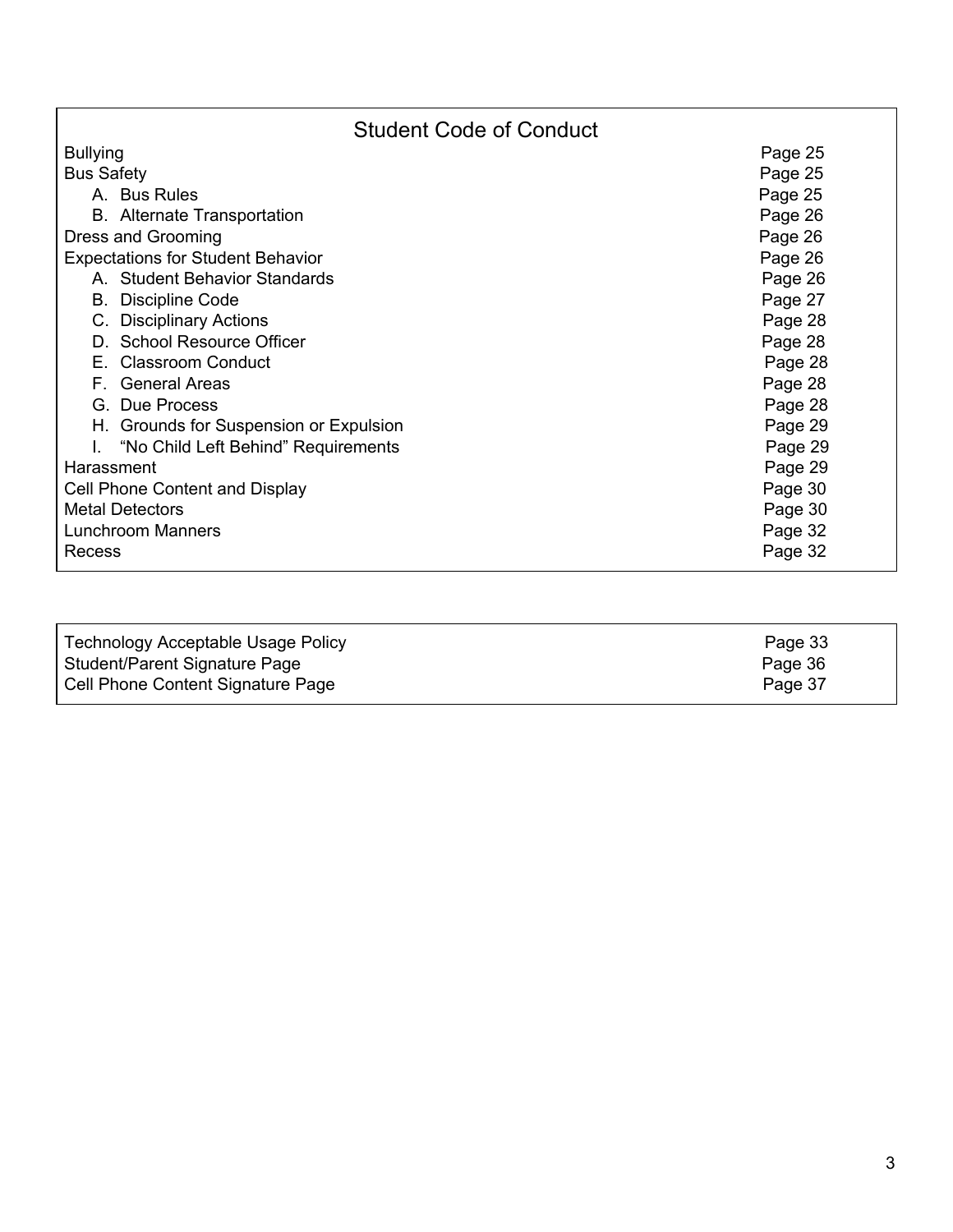## Student Code of Conduct

| | |
|---|---|
| Bullying | Page 25 |
| Bus Safety | Page 25 |
| A. Bus Rules | Page 25 |
| B. Alternate Transportation | Page 26 |
| Dress and Grooming | Page 26 |
| Expectations for Student Behavior | Page 26 |
| A. Student Behavior Standards | Page 26 |
| B. Discipline Code | Page 27 |
| C. Disciplinary Actions | Page 28 |
| D. School Resource Officer | Page 28 |
| E. Classroom Conduct | Page 28 |
| F. General Areas | Page 28 |
| G. Due Process | Page 28 |
| H. Grounds for Suspension or Expulsion | Page 29 |
| I. "No Child Left Behind" Requirements | Page 29 |
| Harassment | Page 29 |
| Cell Phone Content and Display | Page 30 |
| Metal Detectors | Page 30 |
| Lunchroom Manners | Page 32 |
| Recess | Page 32 |

| | |
|---|---|
| Technology Acceptable Usage Policy | Page 33 |
| Student/Parent Signature Page | Page 36 |
| Cell Phone Content Signature Page | Page 37 |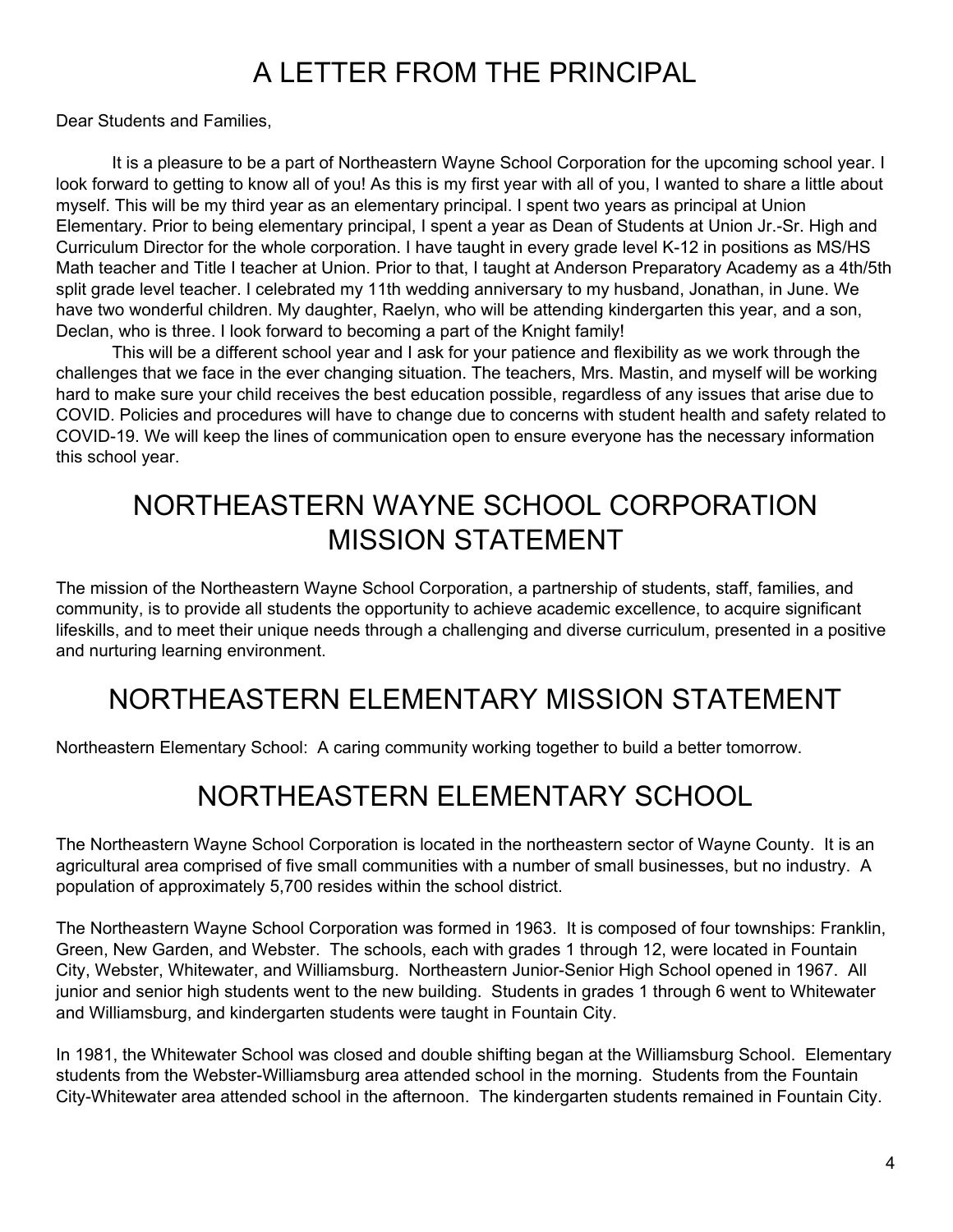# A LETTER FROM THE PRINCIPAL

Dear Students and Families,

It is a pleasure to be a part of Northeastern Wayne School Corporation for the upcoming school year. I look forward to getting to know all of you! As this is my first year with all of you, I wanted to share a little about myself. This will be my third year as an elementary principal. I spent two years as principal at Union Elementary. Prior to being elementary principal, I spent a year as Dean of Students at Union Jr.-Sr. High and Curriculum Director for the whole corporation. I have taught in every grade level K-12 in positions as MS/HS Math teacher and Title I teacher at Union. Prior to that, I taught at Anderson Preparatory Academy as a 4th/5th split grade level teacher. I celebrated my 11th wedding anniversary to my husband, Jonathan, in June. We have two wonderful children. My daughter, Raelyn, who will be attending kindergarten this year, and a son, Declan, who is three. I look forward to becoming a part of the Knight family!

This will be a different school year and I ask for your patience and flexibility as we work through the challenges that we face in the ever changing situation. The teachers, Mrs. Mastin, and myself will be working hard to make sure your child receives the best education possible, regardless of any issues that arise due to COVID. Policies and procedures will have to change due to concerns with student health and safety related to COVID-19. We will keep the lines of communication open to ensure everyone has the necessary information this school year.

# NORTHEASTERN WAYNE SCHOOL CORPORATION MISSION STATEMENT

The mission of the Northeastern Wayne School Corporation, a partnership of students, staff, families, and community, is to provide all students the opportunity to achieve academic excellence, to acquire significant lifeskills, and to meet their unique needs through a challenging and diverse curriculum, presented in a positive and nurturing learning environment.

# NORTHEASTERN ELEMENTARY MISSION STATEMENT

Northeastern Elementary School: A caring community working together to build a better tomorrow.

# NORTHEASTERN ELEMENTARY SCHOOL

The Northeastern Wayne School Corporation is located in the northeastern sector of Wayne County. It is an agricultural area comprised of five small communities with a number of small businesses, but no industry. A population of approximately 5,700 resides within the school district.

The Northeastern Wayne School Corporation was formed in 1963. It is composed of four townships: Franklin, Green, New Garden, and Webster. The schools, each with grades 1 through 12, were located in Fountain City, Webster, Whitewater, and Williamsburg. Northeastern Junior-Senior High School opened in 1967. All junior and senior high students went to the new building. Students in grades 1 through 6 went to Whitewater and Williamsburg, and kindergarten students were taught in Fountain City.

In 1981, the Whitewater School was closed and double shifting began at the Williamsburg School. Elementary students from the Webster-Williamsburg area attended school in the morning. Students from the Fountain City-Whitewater area attended school in the afternoon. The kindergarten students remained in Fountain City.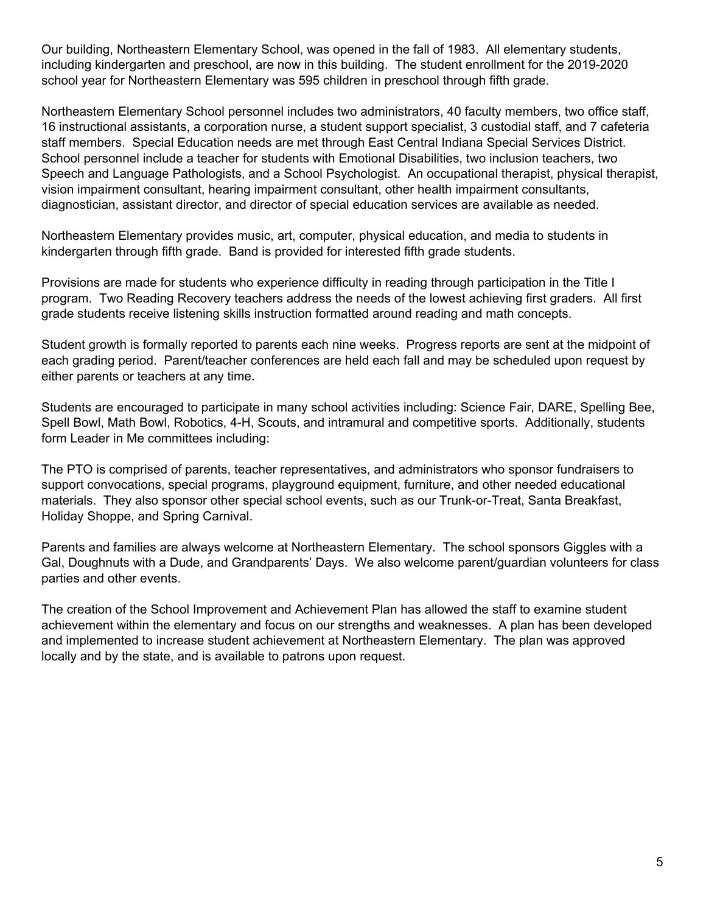Our building, Northeastern Elementary School, was opened in the fall of 1983. All elementary students, including kindergarten and preschool, are now in this building. The student enrollment for the 2019-2020 school year for Northeastern Elementary was 595 children in preschool through fifth grade.

Northeastern Elementary School personnel includes two administrators, 40 faculty members, two office staff, 16 instructional assistants, a corporation nurse, a student support specialist, 3 custodial staff, and 7 cafeteria staff members. Special Education needs are met through East Central Indiana Special Services District. School personnel include a teacher for students with Emotional Disabilities, two inclusion teachers, two Speech and Language Pathologists, and a School Psychologist. An occupational therapist, physical therapist, vision impairment consultant, hearing impairment consultant, other health impairment consultants, diagnostician, assistant director, and director of special education services are available as needed.

Northeastern Elementary provides music, art, computer, physical education, and media to students in kindergarten through fifth grade. Band is provided for interested fifth grade students.

Provisions are made for students who experience difficulty in reading through participation in the Title I program. Two Reading Recovery teachers address the needs of the lowest achieving first graders. All first grade students receive listening skills instruction formatted around reading and math concepts.

Student growth is formally reported to parents each nine weeks. Progress reports are sent at the midpoint of each grading period. Parent/teacher conferences are held each fall and may be scheduled upon request by either parents or teachers at any time.

Students are encouraged to participate in many school activities including: Science Fair, DARE, Spelling Bee, Spell Bowl, Math Bowl, Robotics, 4-H, Scouts, and intramural and competitive sports. Additionally, students form Leader in Me committees including:

The PTO is comprised of parents, teacher representatives, and administrators who sponsor fundraisers to support convocations, special programs, playground equipment, furniture, and other needed educational materials. They also sponsor other special school events, such as our Trunk-or-Treat, Santa Breakfast, Holiday Shoppe, and Spring Carnival.

Parents and families are always welcome at Northeastern Elementary. The school sponsors Giggles with a Gal, Doughnuts with a Dude, and Grandparents' Days. We also welcome parent/guardian volunteers for class parties and other events.

The creation of the School Improvement and Achievement Plan has allowed the staff to examine student achievement within the elementary and focus on our strengths and weaknesses. A plan has been developed and implemented to increase student achievement at Northeastern Elementary. The plan was approved locally and by the state, and is available to patrons upon request.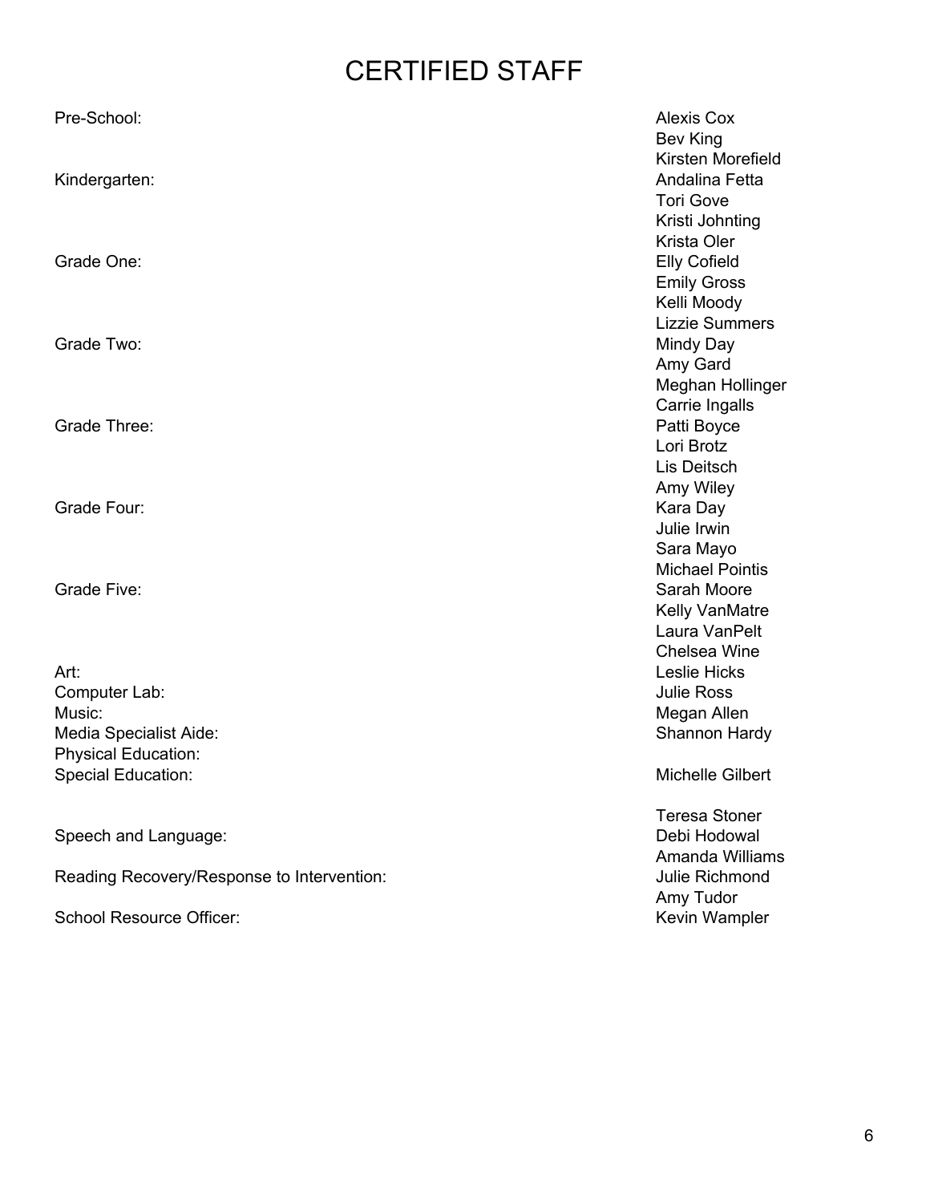# CERTIFIED STAFF

| | |
|---|---|
| Pre-School: | Alexis Cox |
| | Bev King |
| | Kirsten Morefield |
| Kindergarten: | Andalina Fetta |
| | Tori Gove |
| | Kristi Johnting |
| | Krista Oler |
| Grade One: | Elly Cofield |
| | Emily Gross |
| | Kelli Moody |
| | Lizzie Summers |
| Grade Two: | Mindy Day |
| | Amy Gard |
| | Meghan Hollinger |
| | Carrie Ingalls |
| Grade Three: | Patti Boyce |
| | Lori Brotz |
| | Lis Deitsch |
| | Amy Wiley |
| Grade Four: | Kara Day |
| | Julie Irwin |
| | Sara Mayo |
| | Michael Pointis |
| Grade Five: | Sarah Moore |
| | Kelly VanMatre |
| | Laura VanPelt |
| | Chelsea Wine |
| Art: | Leslie Hicks |
| Computer Lab: | Julie Ross |
| Music: | Megan Allen |
| Media Specialist Aide: | Shannon Hardy |
| Physical Education: | |
| Special Education: | Michelle Gilbert |
| | Teresa Stoner |
| Speech and Language: | Debi Hodowal |
| | Amanda Williams |
| Reading Recovery/Response to Intervention: | Julie Richmond |
| | Amy Tudor |
| School Resource Officer: | Kevin Wampler |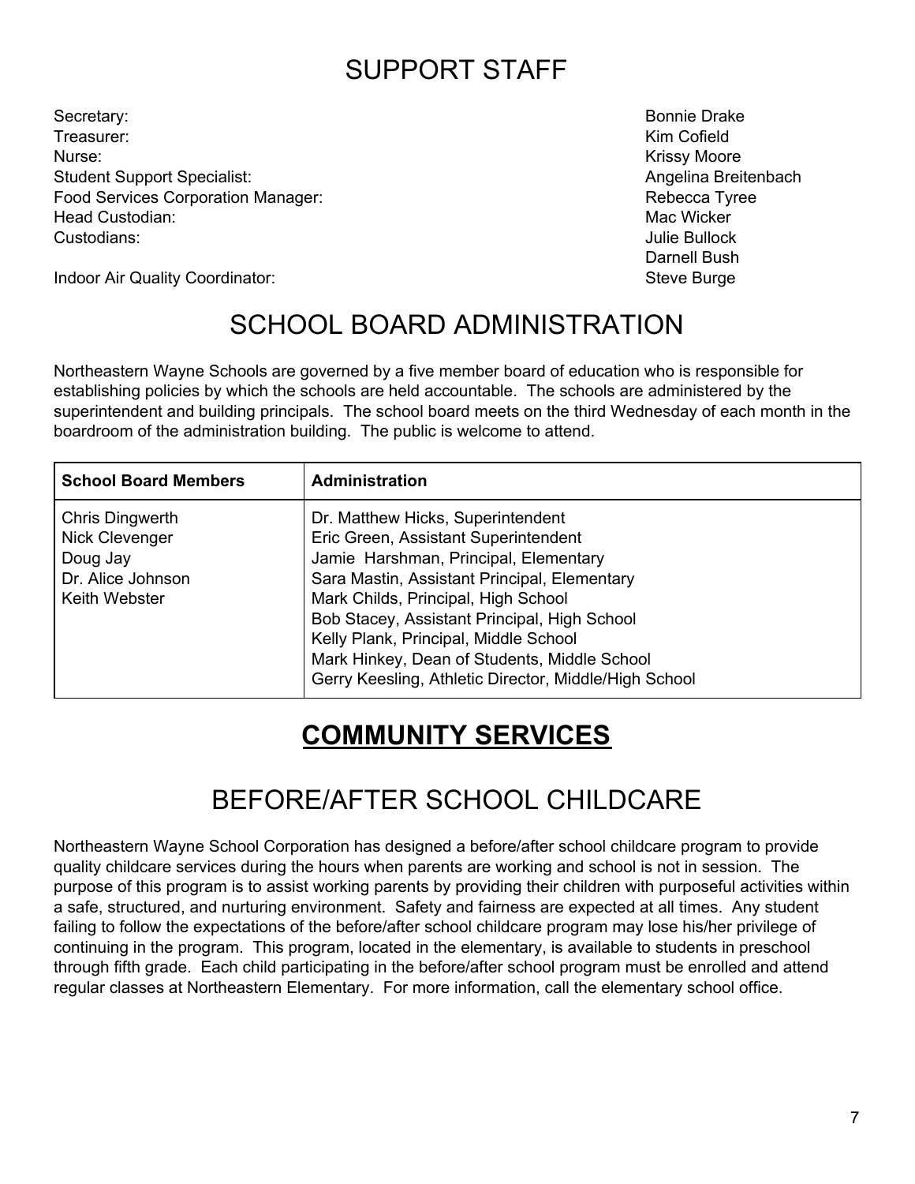## SUPPORT STAFF

| | |
|---|---|
| Secretary: | Bonnie Drake |
| Treasurer: | Kim Cofield |
| Nurse: | Krissy Moore |
| Student Support Specialist: | Angelina Breitenbach |
| Food Services Corporation Manager: | Rebecca Tyree |
| Head Custodian: | Mac Wicker |
| Custodians: | Julie Bullock<br>Darnell Bush |
| Indoor Air Quality Coordinator: | Steve Burge |

## SCHOOL BOARD ADMINISTRATION

Northeastern Wayne Schools are governed by a five member board of education who is responsible for establishing policies by which the schools are held accountable. The schools are administered by the superintendent and building principals. The school board meets on the third Wednesday of each month in the boardroom of the administration building. The public is welcome to attend.

| School Board Members | Administration |
|---|---|
| Chris Dingwerth<br>Nick Clevenger<br>Doug Jay<br>Dr. Alice Johnson<br>Keith Webster | Dr. Matthew Hicks, Superintendent<br>Eric Green, Assistant Superintendent<br>Jamie Harshman, Principal, Elementary<br>Sara Mastin, Assistant Principal, Elementary<br>Mark Childs, Principal, High School<br>Bob Stacey, Assistant Principal, High School<br>Kelly Plank, Principal, Middle School<br>Mark Hinkey, Dean of Students, Middle School<br>Gerry Keesling, Athletic Director, Middle/High School |

# COMMUNITY SERVICES

## BEFORE/AFTER SCHOOL CHILDCARE

Northeastern Wayne School Corporation has designed a before/after school childcare program to provide quality childcare services during the hours when parents are working and school is not in session. The purpose of this program is to assist working parents by providing their children with purposeful activities within a safe, structured, and nurturing environment. Safety and fairness are expected at all times. Any student failing to follow the expectations of the before/after school childcare program may lose his/her privilege of continuing in the program. This program, located in the elementary, is available to students in preschool through fifth grade. Each child participating in the before/after school program must be enrolled and attend regular classes at Northeastern Elementary. For more information, call the elementary school office.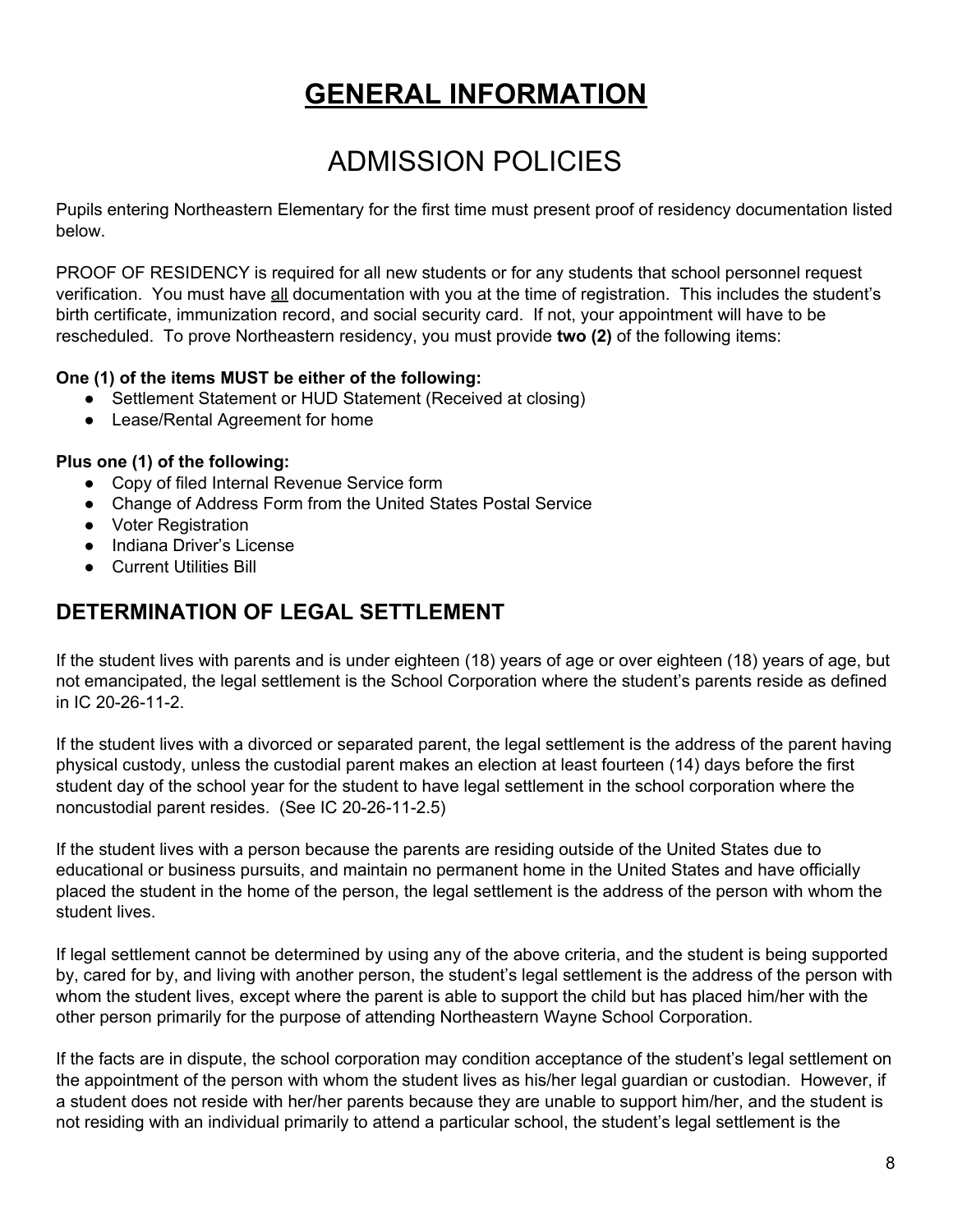# GENERAL INFORMATION

## ADMISSION POLICIES

Pupils entering Northeastern Elementary for the first time must present proof of residency documentation listed below.

PROOF OF RESIDENCY is required for all new students or for any students that school personnel request verification. You must have all documentation with you at the time of registration. This includes the student's birth certificate, immunization record, and social security card. If not, your appointment will have to be rescheduled. To prove Northeastern residency, you must provide **two (2)** of the following items:

**One (1) of the items MUST be either of the following:**

- Settlement Statement or HUD Statement (Received at closing)
- Lease/Rental Agreement for home

**Plus one (1) of the following:**

- Copy of filed Internal Revenue Service form
- Change of Address Form from the United States Postal Service
- Voter Registration
- Indiana Driver's License
- Current Utilities Bill

### DETERMINATION OF LEGAL SETTLEMENT

If the student lives with parents and is under eighteen (18) years of age or over eighteen (18) years of age, but not emancipated, the legal settlement is the School Corporation where the student's parents reside as defined in IC 20-26-11-2.

If the student lives with a divorced or separated parent, the legal settlement is the address of the parent having physical custody, unless the custodial parent makes an election at least fourteen (14) days before the first student day of the school year for the student to have legal settlement in the school corporation where the noncustodial parent resides. (See IC 20-26-11-2.5)

If the student lives with a person because the parents are residing outside of the United States due to educational or business pursuits, and maintain no permanent home in the United States and have officially placed the student in the home of the person, the legal settlement is the address of the person with whom the student lives.

If legal settlement cannot be determined by using any of the above criteria, and the student is being supported by, cared for by, and living with another person, the student's legal settlement is the address of the person with whom the student lives, except where the parent is able to support the child but has placed him/her with the other person primarily for the purpose of attending Northeastern Wayne School Corporation.

If the facts are in dispute, the school corporation may condition acceptance of the student's legal settlement on the appointment of the person with whom the student lives as his/her legal guardian or custodian. However, if a student does not reside with her/her parents because they are unable to support him/her, and the student is not residing with an individual primarily to attend a particular school, the student's legal settlement is the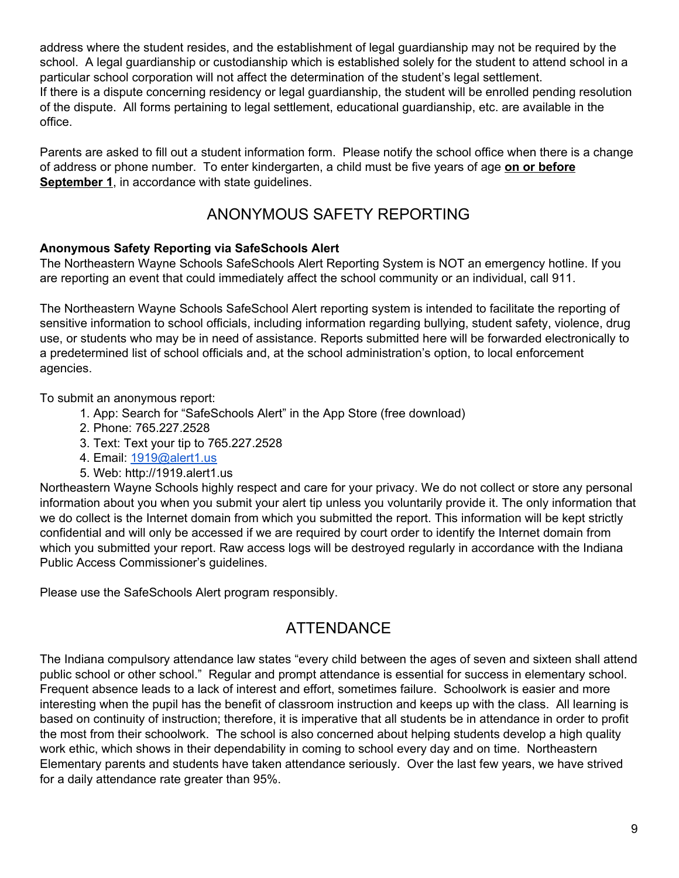address where the student resides, and the establishment of legal guardianship may not be required by the school. A legal guardianship or custodianship which is established solely for the student to attend school in a particular school corporation will not affect the determination of the student's legal settlement.
If there is a dispute concerning residency or legal guardianship, the student will be enrolled pending resolution of the dispute. All forms pertaining to legal settlement, educational guardianship, etc. are available in the office.

Parents are asked to fill out a student information form. Please notify the school office when there is a change of address or phone number. To enter kindergarten, a child must be five years of age **<u>on or before September 1</u>**, in accordance with state guidelines.

## ANONYMOUS SAFETY REPORTING

**Anonymous Safety Reporting via SafeSchools Alert**
The Northeastern Wayne Schools SafeSchools Alert Reporting System is NOT an emergency hotline. If you are reporting an event that could immediately affect the school community or an individual, call 911.

The Northeastern Wayne Schools SafeSchool Alert reporting system is intended to facilitate the reporting of sensitive information to school officials, including information regarding bullying, student safety, violence, drug use, or students who may be in need of assistance. Reports submitted here will be forwarded electronically to a predetermined list of school officials and, at the school administration's option, to local enforcement agencies.

To submit an anonymous report:

1. App: Search for "SafeSchools Alert" in the App Store (free download)
2. Phone: 765.227.2528
3. Text: Text your tip to 765.227.2528
4. Email: 1919@alert1.us
5. Web: http://1919.alert1.us

Northeastern Wayne Schools highly respect and care for your privacy. We do not collect or store any personal information about you when you submit your alert tip unless you voluntarily provide it. The only information that we do collect is the Internet domain from which you submitted the report. This information will be kept strictly confidential and will only be accessed if we are required by court order to identify the Internet domain from which you submitted your report. Raw access logs will be destroyed regularly in accordance with the Indiana Public Access Commissioner's guidelines.

Please use the SafeSchools Alert program responsibly.

## ATTENDANCE

The Indiana compulsory attendance law states "every child between the ages of seven and sixteen shall attend public school or other school." Regular and prompt attendance is essential for success in elementary school. Frequent absence leads to a lack of interest and effort, sometimes failure. Schoolwork is easier and more interesting when the pupil has the benefit of classroom instruction and keeps up with the class. All learning is based on continuity of instruction; therefore, it is imperative that all students be in attendance in order to profit the most from their schoolwork. The school is also concerned about helping students develop a high quality work ethic, which shows in their dependability in coming to school every day and on time. Northeastern Elementary parents and students have taken attendance seriously. Over the last few years, we have strived for a daily attendance rate greater than 95%.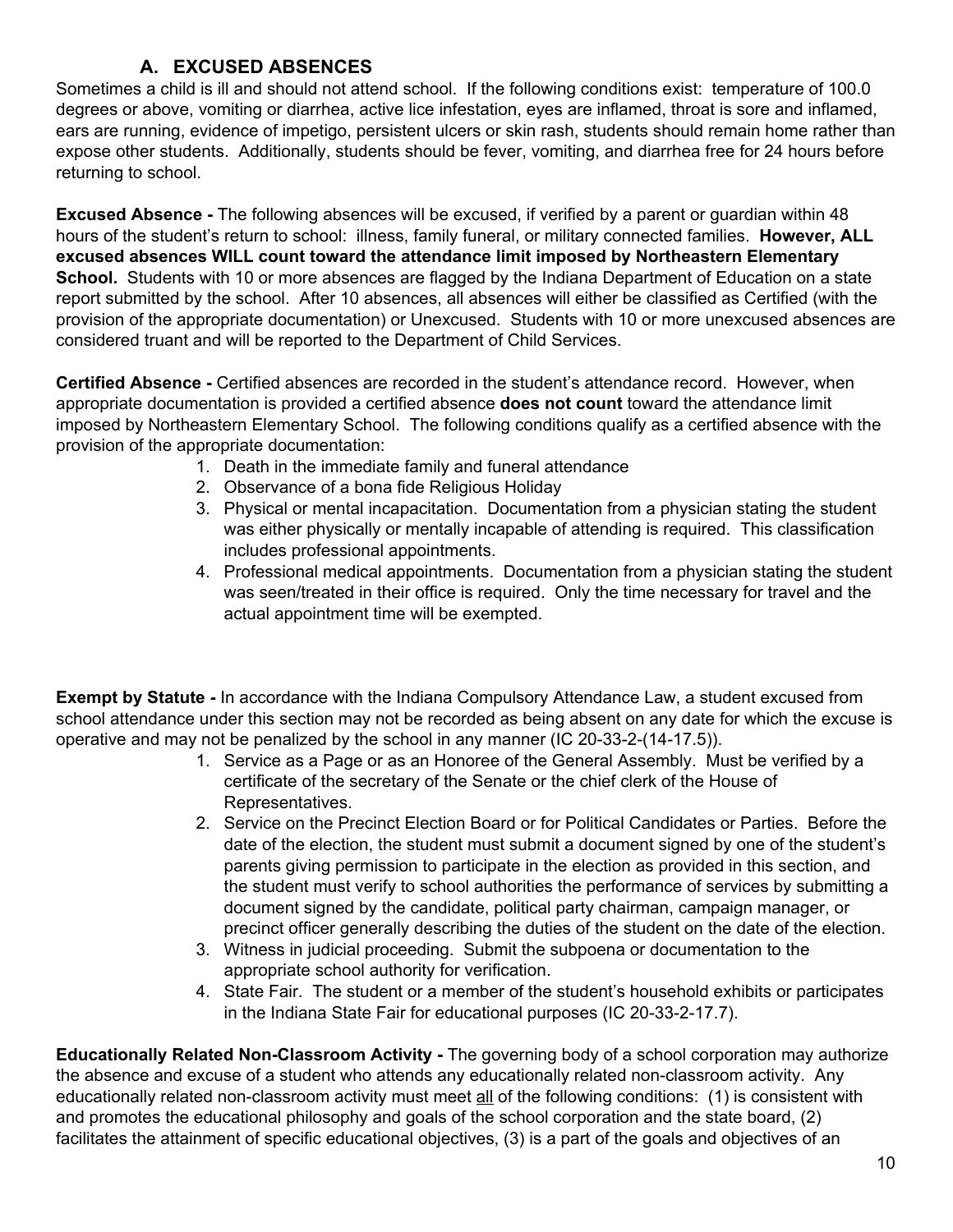### A. EXCUSED ABSENCES

Sometimes a child is ill and should not attend school. If the following conditions exist: temperature of 100.0 degrees or above, vomiting or diarrhea, active lice infestation, eyes are inflamed, throat is sore and inflamed, ears are running, evidence of impetigo, persistent ulcers or skin rash, students should remain home rather than expose other students. Additionally, students should be fever, vomiting, and diarrhea free for 24 hours before returning to school.

**Excused Absence -** The following absences will be excused, if verified by a parent or guardian within 48 hours of the student's return to school: illness, family funeral, or military connected families. **However, ALL excused absences WILL count toward the attendance limit imposed by Northeastern Elementary School.** Students with 10 or more absences are flagged by the Indiana Department of Education on a state report submitted by the school. After 10 absences, all absences will either be classified as Certified (with the provision of the appropriate documentation) or Unexcused. Students with 10 or more unexcused absences are considered truant and will be reported to the Department of Child Services.

**Certified Absence -** Certified absences are recorded in the student's attendance record. However, when appropriate documentation is provided a certified absence **does not count** toward the attendance limit imposed by Northeastern Elementary School. The following conditions qualify as a certified absence with the provision of the appropriate documentation:

1. Death in the immediate family and funeral attendance
2. Observance of a bona fide Religious Holiday
3. Physical or mental incapacitation. Documentation from a physician stating the student was either physically or mentally incapable of attending is required. This classification includes professional appointments.
4. Professional medical appointments. Documentation from a physician stating the student was seen/treated in their office is required. Only the time necessary for travel and the actual appointment time will be exempted.

**Exempt by Statute -** In accordance with the Indiana Compulsory Attendance Law, a student excused from school attendance under this section may not be recorded as being absent on any date for which the excuse is operative and may not be penalized by the school in any manner (IC 20-33-2-(14-17.5)).

1. Service as a Page or as an Honoree of the General Assembly. Must be verified by a certificate of the secretary of the Senate or the chief clerk of the House of Representatives.
2. Service on the Precinct Election Board or for Political Candidates or Parties. Before the date of the election, the student must submit a document signed by one of the student's parents giving permission to participate in the election as provided in this section, and the student must verify to school authorities the performance of services by submitting a document signed by the candidate, political party chairman, campaign manager, or precinct officer generally describing the duties of the student on the date of the election.
3. Witness in judicial proceeding. Submit the subpoena or documentation to the appropriate school authority for verification.
4. State Fair. The student or a member of the student's household exhibits or participates in the Indiana State Fair for educational purposes (IC 20-33-2-17.7).

**Educationally Related Non-Classroom Activity -** The governing body of a school corporation may authorize the absence and excuse of a student who attends any educationally related non-classroom activity. Any educationally related non-classroom activity must meet <u>all</u> of the following conditions: (1) is consistent with and promotes the educational philosophy and goals of the school corporation and the state board, (2) facilitates the attainment of specific educational objectives, (3) is a part of the goals and objectives of an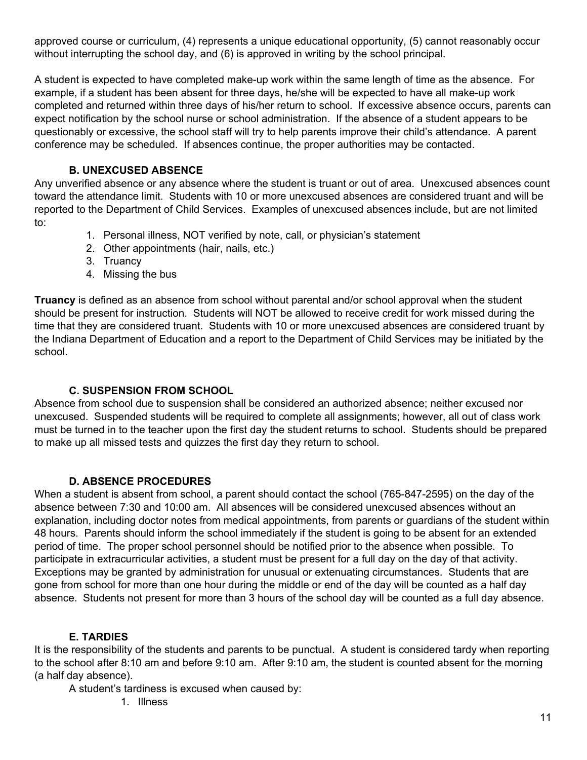approved course or curriculum, (4) represents a unique educational opportunity, (5) cannot reasonably occur without interrupting the school day, and (6) is approved in writing by the school principal.

A student is expected to have completed make-up work within the same length of time as the absence. For example, if a student has been absent for three days, he/she will be expected to have all make-up work completed and returned within three days of his/her return to school. If excessive absence occurs, parents can expect notification by the school nurse or school administration. If the absence of a student appears to be questionably or excessive, the school staff will try to help parents improve their child's attendance. A parent conference may be scheduled. If absences continue, the proper authorities may be contacted.

### B. UNEXCUSED ABSENCE

Any unverified absence or any absence where the student is truant or out of area. Unexcused absences count toward the attendance limit. Students with 10 or more unexcused absences are considered truant and will be reported to the Department of Child Services. Examples of unexcused absences include, but are not limited to:

1. Personal illness, NOT verified by note, call, or physician's statement
2. Other appointments (hair, nails, etc.)
3. Truancy
4. Missing the bus

**Truancy** is defined as an absence from school without parental and/or school approval when the student should be present for instruction. Students will NOT be allowed to receive credit for work missed during the time that they are considered truant. Students with 10 or more unexcused absences are considered truant by the Indiana Department of Education and a report to the Department of Child Services may be initiated by the school.

### C. SUSPENSION FROM SCHOOL

Absence from school due to suspension shall be considered an authorized absence; neither excused nor unexcused. Suspended students will be required to complete all assignments; however, all out of class work must be turned in to the teacher upon the first day the student returns to school. Students should be prepared to make up all missed tests and quizzes the first day they return to school.

### D. ABSENCE PROCEDURES

When a student is absent from school, a parent should contact the school (765-847-2595) on the day of the absence between 7:30 and 10:00 am. All absences will be considered unexcused absences without an explanation, including doctor notes from medical appointments, from parents or guardians of the student within 48 hours. Parents should inform the school immediately if the student is going to be absent for an extended period of time. The proper school personnel should be notified prior to the absence when possible. To participate in extracurricular activities, a student must be present for a full day on the day of that activity. Exceptions may be granted by administration for unusual or extenuating circumstances. Students that are gone from school for more than one hour during the middle or end of the day will be counted as a half day absence. Students not present for more than 3 hours of the school day will be counted as a full day absence.

### E. TARDIES

It is the responsibility of the students and parents to be punctual. A student is considered tardy when reporting to the school after 8:10 am and before 9:10 am. After 9:10 am, the student is counted absent for the morning (a half day absence).

A student's tardiness is excused when caused by:

1. Illness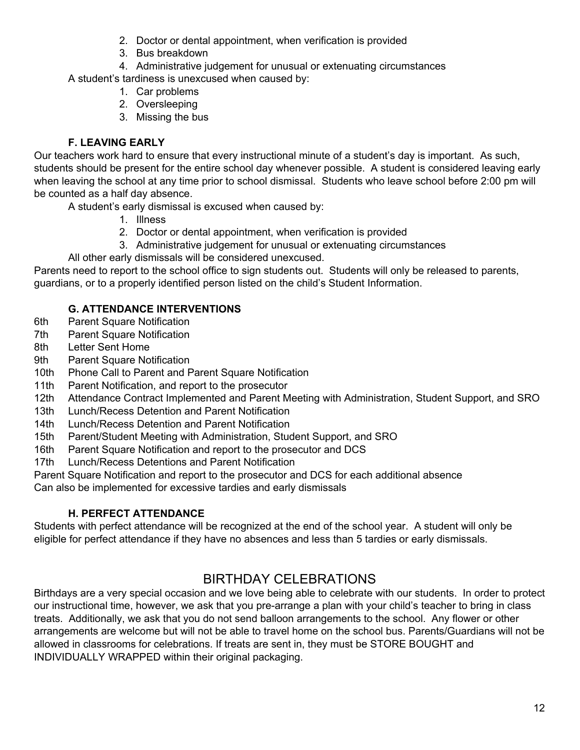2. Doctor or dental appointment, when verification is provided
3. Bus breakdown
4. Administrative judgement for unusual or extenuating circumstances

A student's tardiness is unexcused when caused by:

1. Car problems
2. Oversleeping
3. Missing the bus

### F. LEAVING EARLY

Our teachers work hard to ensure that every instructional minute of a student's day is important. As such, students should be present for the entire school day whenever possible. A student is considered leaving early when leaving the school at any time prior to school dismissal. Students who leave school before 2:00 pm will be counted as a half day absence.

A student's early dismissal is excused when caused by:

1. Illness
2. Doctor or dental appointment, when verification is provided
3. Administrative judgement for unusual or extenuating circumstances

All other early dismissals will be considered unexcused.

Parents need to report to the school office to sign students out. Students will only be released to parents, guardians, or to a properly identified person listed on the child's Student Information.

### G. ATTENDANCE INTERVENTIONS

6th Parent Square Notification
7th Parent Square Notification
8th Letter Sent Home
9th Parent Square Notification
10th Phone Call to Parent and Parent Square Notification
11th Parent Notification, and report to the prosecutor
12th Attendance Contract Implemented and Parent Meeting with Administration, Student Support, and SRO
13th Lunch/Recess Detention and Parent Notification
14th Lunch/Recess Detention and Parent Notification
15th Parent/Student Meeting with Administration, Student Support, and SRO
16th Parent Square Notification and report to the prosecutor and DCS
17th Lunch/Recess Detentions and Parent Notification
Parent Square Notification and report to the prosecutor and DCS for each additional absence
Can also be implemented for excessive tardies and early dismissals

### H. PERFECT ATTENDANCE

Students with perfect attendance will be recognized at the end of the school year. A student will only be eligible for perfect attendance if they have no absences and less than 5 tardies or early dismissals.

## BIRTHDAY CELEBRATIONS

Birthdays are a very special occasion and we love being able to celebrate with our students. In order to protect our instructional time, however, we ask that you pre-arrange a plan with your child's teacher to bring in class treats. Additionally, we ask that you do not send balloon arrangements to the school. Any flower or other arrangements are welcome but will not be able to travel home on the school bus. Parents/Guardians will not be allowed in classrooms for celebrations. If treats are sent in, they must be STORE BOUGHT and INDIVIDUALLY WRAPPED within their original packaging.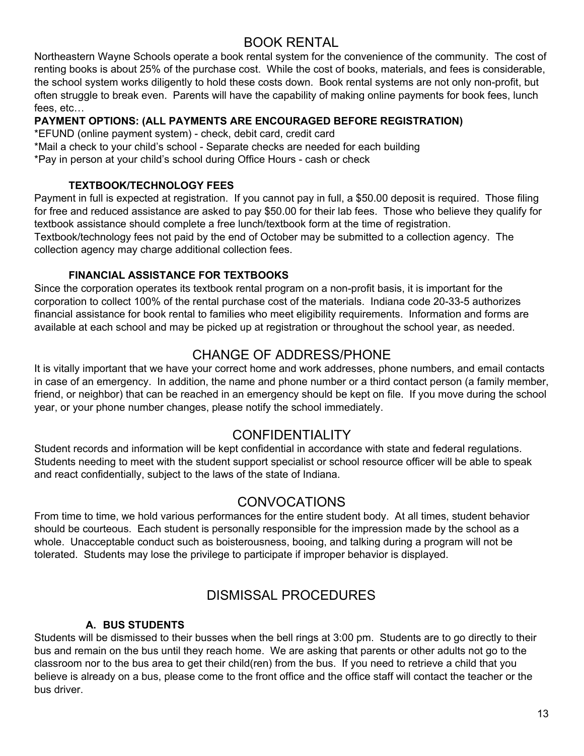## BOOK RENTAL

Northeastern Wayne Schools operate a book rental system for the convenience of the community. The cost of renting books is about 25% of the purchase cost. While the cost of books, materials, and fees is considerable, the school system works diligently to hold these costs down. Book rental systems are not only non-profit, but often struggle to break even. Parents will have the capability of making online payments for book fees, lunch fees, etc…

**PAYMENT OPTIONS: (ALL PAYMENTS ARE ENCOURAGED BEFORE REGISTRATION)**

*EFUND (online payment system) - check, debit card, credit card
*Mail a check to your child's school - Separate checks are needed for each building
*Pay in person at your child's school during Office Hours - cash or check

### TEXTBOOK/TECHNOLOGY FEES

Payment in full is expected at registration. If you cannot pay in full, a $50.00 deposit is required. Those filing for free and reduced assistance are asked to pay $50.00 for their lab fees. Those who believe they qualify for textbook assistance should complete a free lunch/textbook form at the time of registration.
Textbook/technology fees not paid by the end of October may be submitted to a collection agency. The collection agency may charge additional collection fees.

### FINANCIAL ASSISTANCE FOR TEXTBOOKS

Since the corporation operates its textbook rental program on a non-profit basis, it is important for the corporation to collect 100% of the rental purchase cost of the materials. Indiana code 20-33-5 authorizes financial assistance for book rental to families who meet eligibility requirements. Information and forms are available at each school and may be picked up at registration or throughout the school year, as needed.

## CHANGE OF ADDRESS/PHONE

It is vitally important that we have your correct home and work addresses, phone numbers, and email contacts in case of an emergency. In addition, the name and phone number or a third contact person (a family member, friend, or neighbor) that can be reached in an emergency should be kept on file. If you move during the school year, or your phone number changes, please notify the school immediately.

## CONFIDENTIALITY

Student records and information will be kept confidential in accordance with state and federal regulations. Students needing to meet with the student support specialist or school resource officer will be able to speak and react confidentially, subject to the laws of the state of Indiana.

## CONVOCATIONS

From time to time, we hold various performances for the entire student body. At all times, student behavior should be courteous. Each student is personally responsible for the impression made by the school as a whole. Unacceptable conduct such as boisterousness, booing, and talking during a program will not be tolerated. Students may lose the privilege to participate if improper behavior is displayed.

## DISMISSAL PROCEDURES

### A. BUS STUDENTS

Students will be dismissed to their busses when the bell rings at 3:00 pm. Students are to go directly to their bus and remain on the bus until they reach home. We are asking that parents or other adults not go to the classroom nor to the bus area to get their child(ren) from the bus. If you need to retrieve a child that you believe is already on a bus, please come to the front office and the office staff will contact the teacher or the bus driver.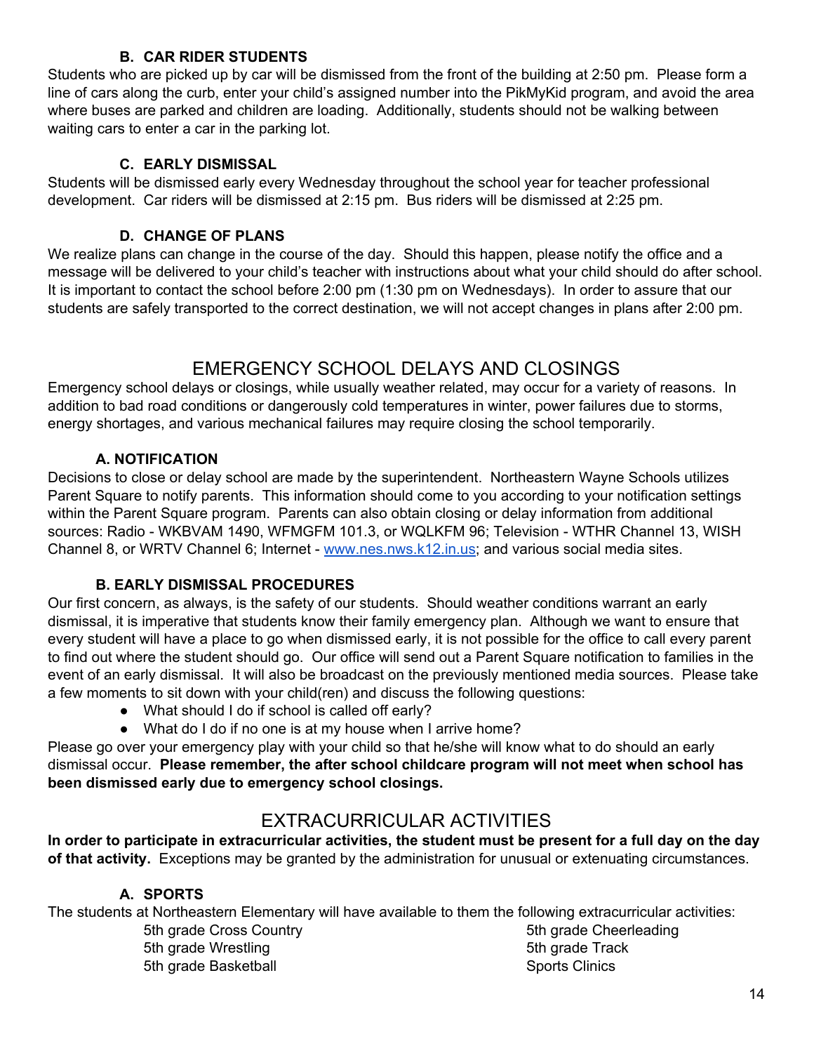### B. CAR RIDER STUDENTS

Students who are picked up by car will be dismissed from the front of the building at 2:50 pm. Please form a line of cars along the curb, enter your child's assigned number into the PikMyKid program, and avoid the area where buses are parked and children are loading. Additionally, students should not be walking between waiting cars to enter a car in the parking lot.

### C. EARLY DISMISSAL

Students will be dismissed early every Wednesday throughout the school year for teacher professional development. Car riders will be dismissed at 2:15 pm. Bus riders will be dismissed at 2:25 pm.

### D. CHANGE OF PLANS

We realize plans can change in the course of the day. Should this happen, please notify the office and a message will be delivered to your child's teacher with instructions about what your child should do after school. It is important to contact the school before 2:00 pm (1:30 pm on Wednesdays). In order to assure that our students are safely transported to the correct destination, we will not accept changes in plans after 2:00 pm.

## EMERGENCY SCHOOL DELAYS AND CLOSINGS

Emergency school delays or closings, while usually weather related, may occur for a variety of reasons. In addition to bad road conditions or dangerously cold temperatures in winter, power failures due to storms, energy shortages, and various mechanical failures may require closing the school temporarily.

### A. NOTIFICATION

Decisions to close or delay school are made by the superintendent. Northeastern Wayne Schools utilizes Parent Square to notify parents. This information should come to you according to your notification settings within the Parent Square program. Parents can also obtain closing or delay information from additional sources: Radio - WKBVAM 1490, WFMGFM 101.3, or WQLKFM 96; Television - WTHR Channel 13, WISH Channel 8, or WRTV Channel 6; Internet - www.nes.nws.k12.in.us; and various social media sites.

### B. EARLY DISMISSAL PROCEDURES

Our first concern, as always, is the safety of our students. Should weather conditions warrant an early dismissal, it is imperative that students know their family emergency plan. Although we want to ensure that every student will have a place to go when dismissed early, it is not possible for the office to call every parent to find out where the student should go. Our office will send out a Parent Square notification to families in the event of an early dismissal. It will also be broadcast on the previously mentioned media sources. Please take a few moments to sit down with your child(ren) and discuss the following questions:

- What should I do if school is called off early?
- What do I do if no one is at my house when I arrive home?

Please go over your emergency play with your child so that he/she will know what to do should an early dismissal occur. **Please remember, the after school childcare program will not meet when school has been dismissed early due to emergency school closings.**

## EXTRACURRICULAR ACTIVITIES

**In order to participate in extracurricular activities, the student must be present for a full day on the day of that activity.** Exceptions may be granted by the administration for unusual or extenuating circumstances.

### A. SPORTS

The students at Northeastern Elementary will have available to them the following extracurricular activities:

- 5th grade Cross Country
- 5th grade Wrestling
- 5th grade Basketball
- 5th grade Cheerleading
- 5th grade Track
- Sports Clinics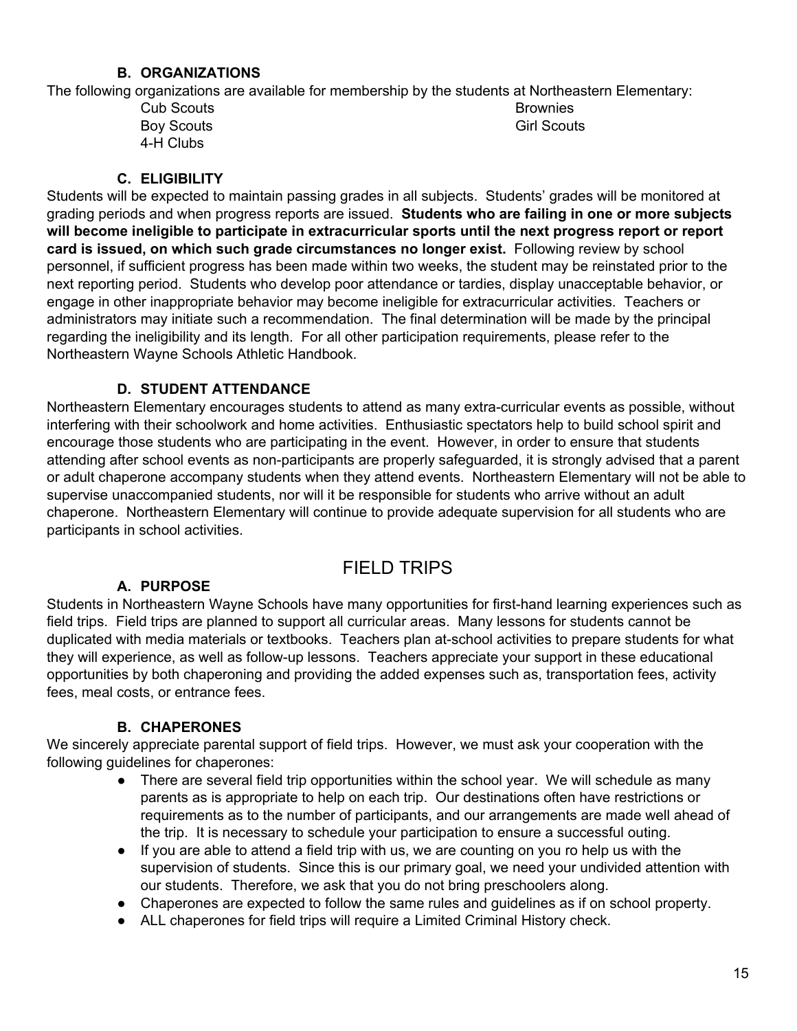### B. ORGANIZATIONS

The following organizations are available for membership by the students at Northeastern Elementary:

- Cub Scouts
- Boy Scouts
- 4-H Clubs
- Brownies
- Girl Scouts

### C. ELIGIBILITY

Students will be expected to maintain passing grades in all subjects. Students' grades will be monitored at grading periods and when progress reports are issued. **Students who are failing in one or more subjects will become ineligible to participate in extracurricular sports until the next progress report or report card is issued, on which such grade circumstances no longer exist.** Following review by school personnel, if sufficient progress has been made within two weeks, the student may be reinstated prior to the next reporting period. Students who develop poor attendance or tardies, display unacceptable behavior, or engage in other inappropriate behavior may become ineligible for extracurricular activities. Teachers or administrators may initiate such a recommendation. The final determination will be made by the principal regarding the ineligibility and its length. For all other participation requirements, please refer to the Northeastern Wayne Schools Athletic Handbook.

### D. STUDENT ATTENDANCE

Northeastern Elementary encourages students to attend as many extra-curricular events as possible, without interfering with their schoolwork and home activities. Enthusiastic spectators help to build school spirit and encourage those students who are participating in the event. However, in order to ensure that students attending after school events as non-participants are properly safeguarded, it is strongly advised that a parent or adult chaperone accompany students when they attend events. Northeastern Elementary will not be able to supervise unaccompanied students, nor will it be responsible for students who arrive without an adult chaperone. Northeastern Elementary will continue to provide adequate supervision for all students who are participants in school activities.

## FIELD TRIPS

### A. PURPOSE

Students in Northeastern Wayne Schools have many opportunities for first-hand learning experiences such as field trips. Field trips are planned to support all curricular areas. Many lessons for students cannot be duplicated with media materials or textbooks. Teachers plan at-school activities to prepare students for what they will experience, as well as follow-up lessons. Teachers appreciate your support in these educational opportunities by both chaperoning and providing the added expenses such as, transportation fees, activity fees, meal costs, or entrance fees.

### B. CHAPERONES

We sincerely appreciate parental support of field trips. However, we must ask your cooperation with the following guidelines for chaperones:

- There are several field trip opportunities within the school year. We will schedule as many parents as is appropriate to help on each trip. Our destinations often have restrictions or requirements as to the number of participants, and our arrangements are made well ahead of the trip. It is necessary to schedule your participation to ensure a successful outing.
- If you are able to attend a field trip with us, we are counting on you ro help us with the supervision of students. Since this is our primary goal, we need your undivided attention with our students. Therefore, we ask that you do not bring preschoolers along.
- Chaperones are expected to follow the same rules and guidelines as if on school property.
- ALL chaperones for field trips will require a Limited Criminal History check.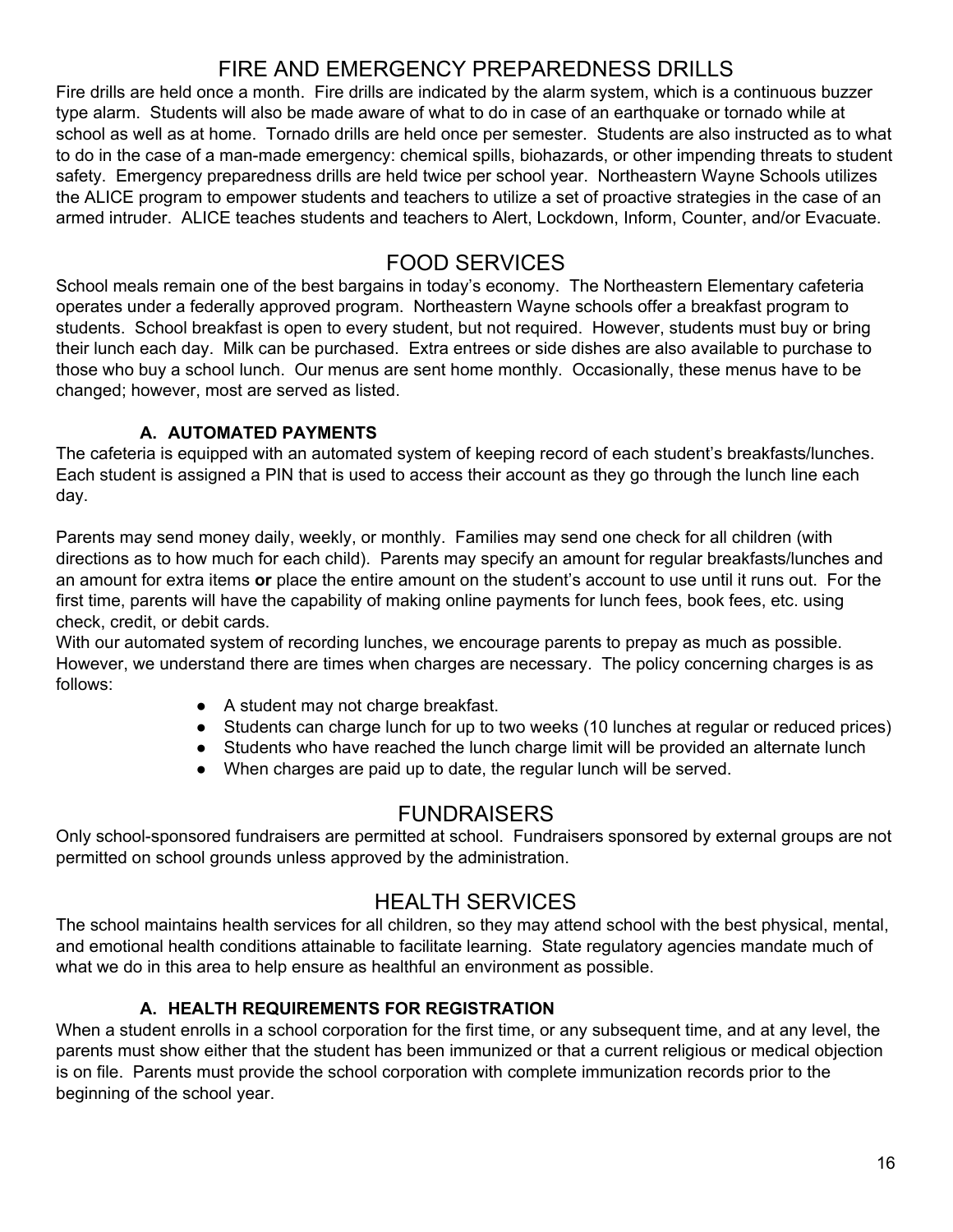# FIRE AND EMERGENCY PREPAREDNESS DRILLS

Fire drills are held once a month. Fire drills are indicated by the alarm system, which is a continuous buzzer type alarm. Students will also be made aware of what to do in case of an earthquake or tornado while at school as well as at home. Tornado drills are held once per semester. Students are also instructed as to what to do in the case of a man-made emergency: chemical spills, biohazards, or other impending threats to student safety. Emergency preparedness drills are held twice per school year. Northeastern Wayne Schools utilizes the ALICE program to empower students and teachers to utilize a set of proactive strategies in the case of an armed intruder. ALICE teaches students and teachers to Alert, Lockdown, Inform, Counter, and/or Evacuate.

# FOOD SERVICES

School meals remain one of the best bargains in today's economy. The Northeastern Elementary cafeteria operates under a federally approved program. Northeastern Wayne schools offer a breakfast program to students. School breakfast is open to every student, but not required. However, students must buy or bring their lunch each day. Milk can be purchased. Extra entrees or side dishes are also available to purchase to those who buy a school lunch. Our menus are sent home monthly. Occasionally, these menus have to be changed; however, most are served as listed.

### A. AUTOMATED PAYMENTS

The cafeteria is equipped with an automated system of keeping record of each student's breakfasts/lunches. Each student is assigned a PIN that is used to access their account as they go through the lunch line each day.

Parents may send money daily, weekly, or monthly. Families may send one check for all children (with directions as to how much for each child). Parents may specify an amount for regular breakfasts/lunches and an amount for extra items **or** place the entire amount on the student's account to use until it runs out. For the first time, parents will have the capability of making online payments for lunch fees, book fees, etc. using check, credit, or debit cards.

With our automated system of recording lunches, we encourage parents to prepay as much as possible. However, we understand there are times when charges are necessary. The policy concerning charges is as follows:

- A student may not charge breakfast.
- Students can charge lunch for up to two weeks (10 lunches at regular or reduced prices)
- Students who have reached the lunch charge limit will be provided an alternate lunch
- When charges are paid up to date, the regular lunch will be served.

# FUNDRAISERS

Only school-sponsored fundraisers are permitted at school. Fundraisers sponsored by external groups are not permitted on school grounds unless approved by the administration.

# HEALTH SERVICES

The school maintains health services for all children, so they may attend school with the best physical, mental, and emotional health conditions attainable to facilitate learning. State regulatory agencies mandate much of what we do in this area to help ensure as healthful an environment as possible.

### A. HEALTH REQUIREMENTS FOR REGISTRATION

When a student enrolls in a school corporation for the first time, or any subsequent time, and at any level, the parents must show either that the student has been immunized or that a current religious or medical objection is on file. Parents must provide the school corporation with complete immunization records prior to the beginning of the school year.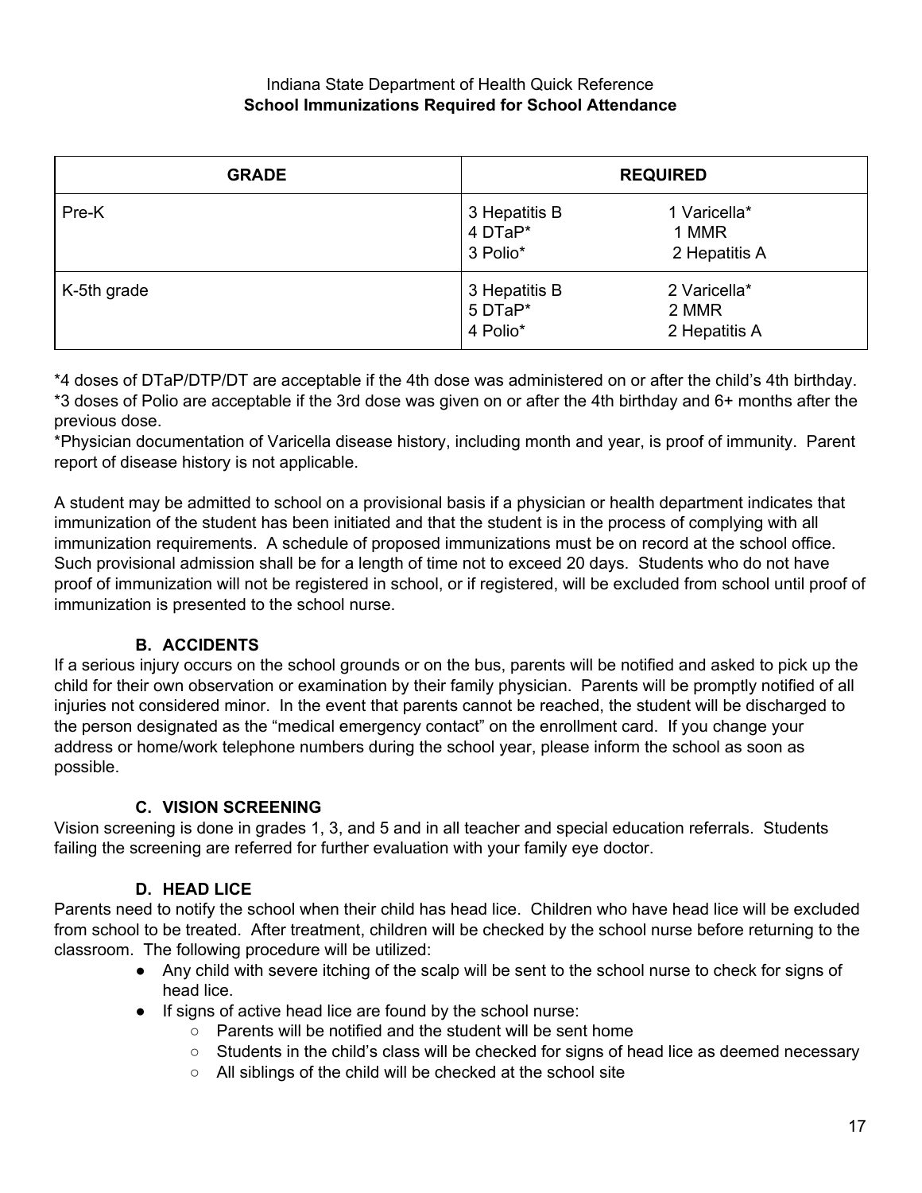Indiana State Department of Health Quick Reference

**School Immunizations Required for School Attendance**

| GRADE | REQUIRED | |
|---|---|---|
| Pre-K | 3 Hepatitis B<br>4 DTaP*<br>3 Polio* | 1 Varicella*<br>1 MMR<br>2 Hepatitis A |
| K-5th grade | 3 Hepatitis B<br>5 DTaP*<br>4 Polio* | 2 Varicella*<br>2 MMR<br>2 Hepatitis A |

*4 doses of DTaP/DTP/DT are acceptable if the 4th dose was administered on or after the child's 4th birthday.
*3 doses of Polio are acceptable if the 3rd dose was given on or after the 4th birthday and 6+ months after the previous dose.
*Physician documentation of Varicella disease history, including month and year, is proof of immunity. Parent report of disease history is not applicable.

A student may be admitted to school on a provisional basis if a physician or health department indicates that immunization of the student has been initiated and that the student is in the process of complying with all immunization requirements. A schedule of proposed immunizations must be on record at the school office. Such provisional admission shall be for a length of time not to exceed 20 days. Students who do not have proof of immunization will not be registered in school, or if registered, will be excluded from school until proof of immunization is presented to the school nurse.

### B. ACCIDENTS

If a serious injury occurs on the school grounds or on the bus, parents will be notified and asked to pick up the child for their own observation or examination by their family physician. Parents will be promptly notified of all injuries not considered minor. In the event that parents cannot be reached, the student will be discharged to the person designated as the "medical emergency contact" on the enrollment card. If you change your address or home/work telephone numbers during the school year, please inform the school as soon as possible.

### C. VISION SCREENING

Vision screening is done in grades 1, 3, and 5 and in all teacher and special education referrals. Students failing the screening are referred for further evaluation with your family eye doctor.

### D. HEAD LICE

Parents need to notify the school when their child has head lice. Children who have head lice will be excluded from school to be treated. After treatment, children will be checked by the school nurse before returning to the classroom. The following procedure will be utilized:

- Any child with severe itching of the scalp will be sent to the school nurse to check for signs of head lice.
- If signs of active head lice are found by the school nurse:
  - Parents will be notified and the student will be sent home
  - Students in the child's class will be checked for signs of head lice as deemed necessary
  - All siblings of the child will be checked at the school site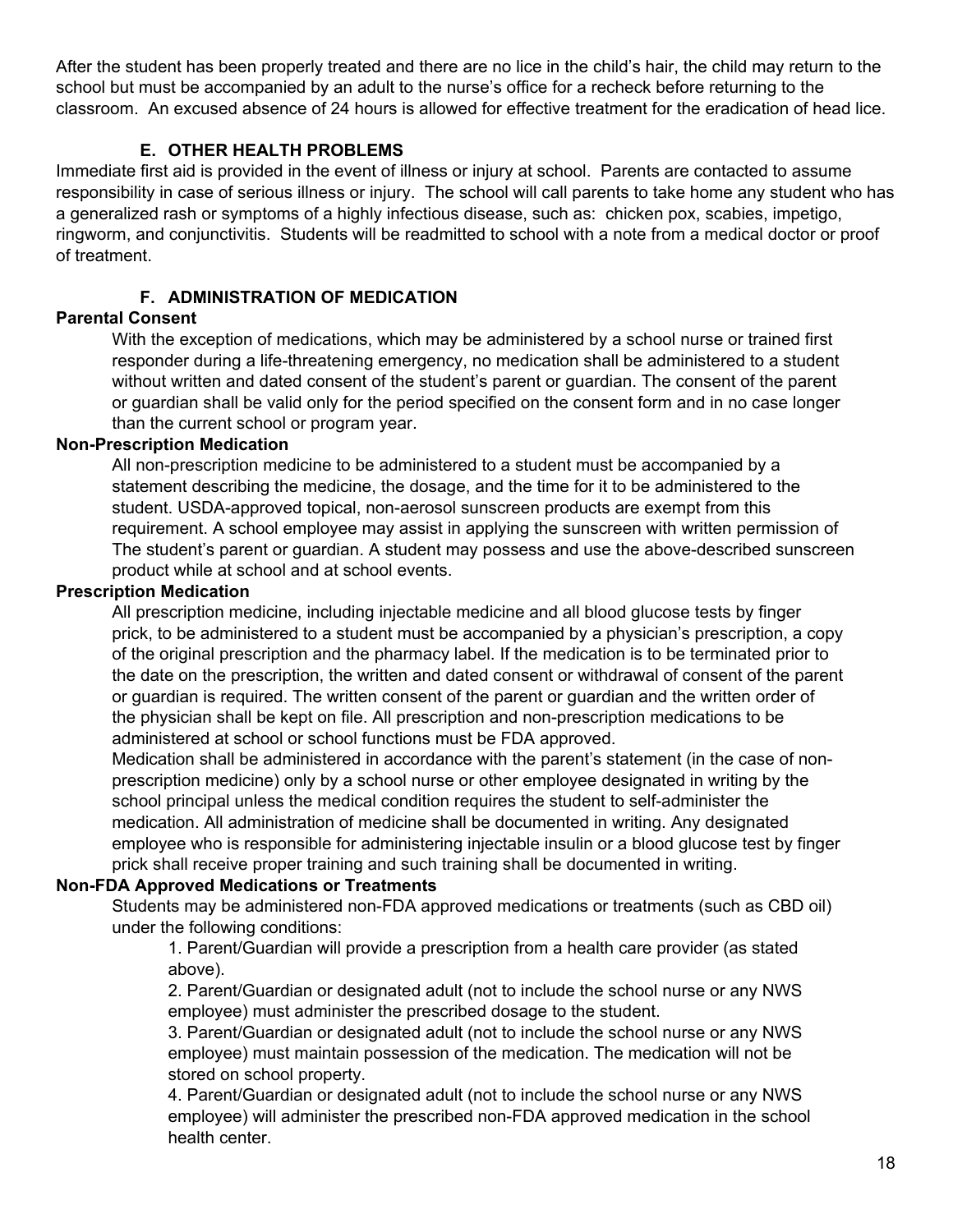After the student has been properly treated and there are no lice in the child's hair, the child may return to the school but must be accompanied by an adult to the nurse's office for a recheck before returning to the classroom. An excused absence of 24 hours is allowed for effective treatment for the eradication of head lice.

### E. OTHER HEALTH PROBLEMS

Immediate first aid is provided in the event of illness or injury at school. Parents are contacted to assume responsibility in case of serious illness or injury. The school will call parents to take home any student who has a generalized rash or symptoms of a highly infectious disease, such as: chicken pox, scabies, impetigo, ringworm, and conjunctivitis. Students will be readmitted to school with a note from a medical doctor or proof of treatment.

### F. ADMINISTRATION OF MEDICATION

**Parental Consent**

With the exception of medications, which may be administered by a school nurse or trained first responder during a life-threatening emergency, no medication shall be administered to a student without written and dated consent of the student's parent or guardian. The consent of the parent or guardian shall be valid only for the period specified on the consent form and in no case longer than the current school or program year.

**Non-Prescription Medication**

All non-prescription medicine to be administered to a student must be accompanied by a statement describing the medicine, the dosage, and the time for it to be administered to the student. USDA-approved topical, non-aerosol sunscreen products are exempt from this requirement. A school employee may assist in applying the sunscreen with written permission of The student's parent or guardian. A student may possess and use the above-described sunscreen product while at school and at school events.

**Prescription Medication**

All prescription medicine, including injectable medicine and all blood glucose tests by finger prick, to be administered to a student must be accompanied by a physician's prescription, a copy of the original prescription and the pharmacy label. If the medication is to be terminated prior to the date on the prescription, the written and dated consent or withdrawal of consent of the parent or guardian is required. The written consent of the parent or guardian and the written order of the physician shall be kept on file. All prescription and non-prescription medications to be administered at school or school functions must be FDA approved.

Medication shall be administered in accordance with the parent's statement (in the case of non-prescription medicine) only by a school nurse or other employee designated in writing by the school principal unless the medical condition requires the student to self-administer the medication. All administration of medicine shall be documented in writing. Any designated employee who is responsible for administering injectable insulin or a blood glucose test by finger prick shall receive proper training and such training shall be documented in writing.

**Non-FDA Approved Medications or Treatments**

Students may be administered non-FDA approved medications or treatments (such as CBD oil) under the following conditions:

1. Parent/Guardian will provide a prescription from a health care provider (as stated above).
2. Parent/Guardian or designated adult (not to include the school nurse or any NWS employee) must administer the prescribed dosage to the student.
3. Parent/Guardian or designated adult (not to include the school nurse or any NWS employee) must maintain possession of the medication. The medication will not be stored on school property.
4. Parent/Guardian or designated adult (not to include the school nurse or any NWS employee) will administer the prescribed non-FDA approved medication in the school health center.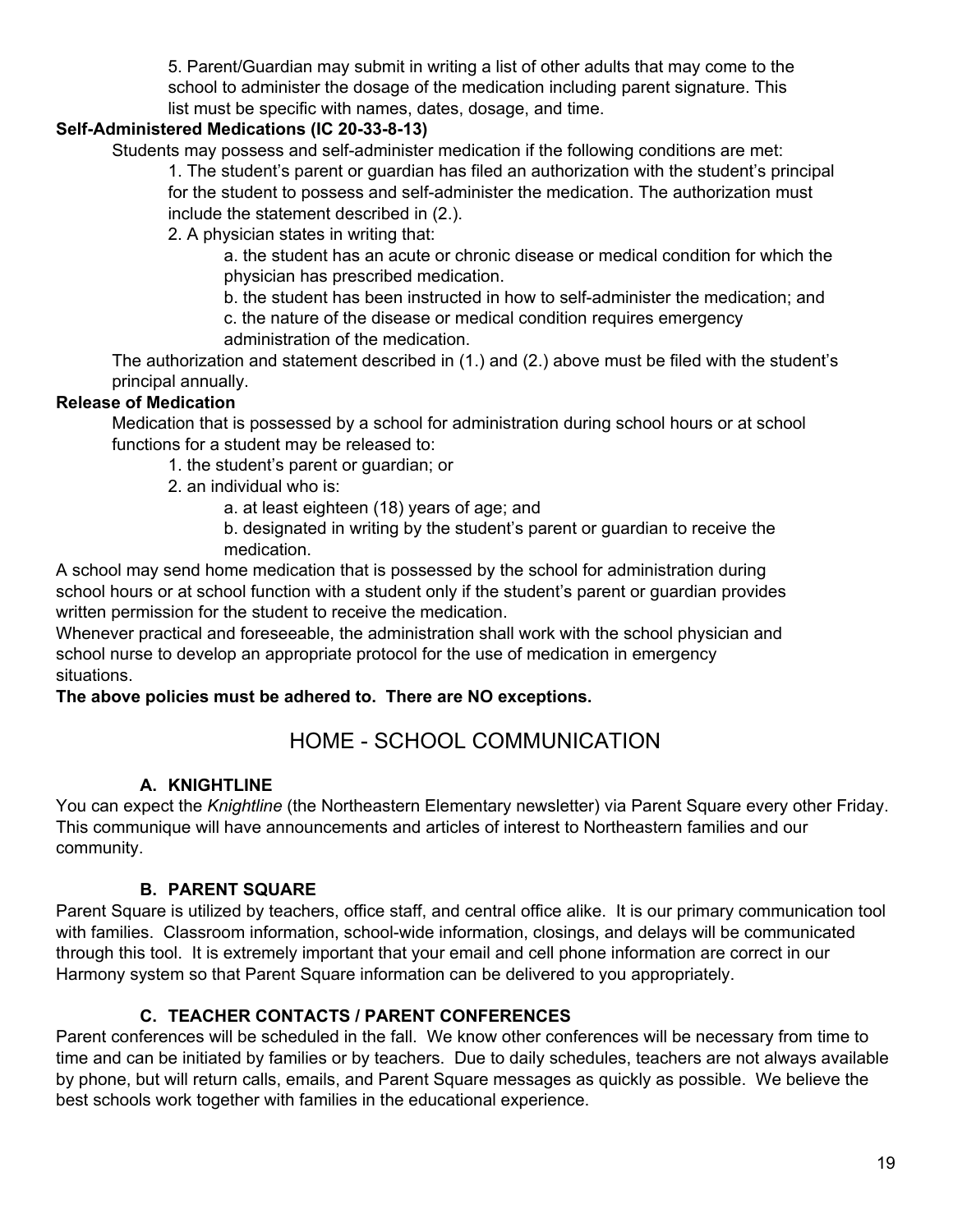5. Parent/Guardian may submit in writing a list of other adults that may come to the school to administer the dosage of the medication including parent signature. This list must be specific with names, dates, dosage, and time.

**Self-Administered Medications (IC 20-33-8-13)**

Students may possess and self-administer medication if the following conditions are met:

1. The student's parent or guardian has filed an authorization with the student's principal for the student to possess and self-administer the medication. The authorization must include the statement described in (2.).
2. A physician states in writing that:
   a. the student has an acute or chronic disease or medical condition for which the physician has prescribed medication.
   b. the student has been instructed in how to self-administer the medication; and
   c. the nature of the disease or medical condition requires emergency administration of the medication.

The authorization and statement described in (1.) and (2.) above must be filed with the student's principal annually.

**Release of Medication**

Medication that is possessed by a school for administration during school hours or at school functions for a student may be released to:

1. the student's parent or guardian; or
2. an individual who is:
   a. at least eighteen (18) years of age; and
   b. designated in writing by the student's parent or guardian to receive the medication.

A school may send home medication that is possessed by the school for administration during school hours or at school function with a student only if the student's parent or guardian provides written permission for the student to receive the medication.

Whenever practical and foreseeable, the administration shall work with the school physician and school nurse to develop an appropriate protocol for the use of medication in emergency situations.

**The above policies must be adhered to. There are NO exceptions.**

## HOME - SCHOOL COMMUNICATION

### A. KNIGHTLINE

You can expect the *Knightline* (the Northeastern Elementary newsletter) via Parent Square every other Friday. This communique will have announcements and articles of interest to Northeastern families and our community.

### B. PARENT SQUARE

Parent Square is utilized by teachers, office staff, and central office alike. It is our primary communication tool with families. Classroom information, school-wide information, closings, and delays will be communicated through this tool. It is extremely important that your email and cell phone information are correct in our Harmony system so that Parent Square information can be delivered to you appropriately.

### C. TEACHER CONTACTS / PARENT CONFERENCES

Parent conferences will be scheduled in the fall. We know other conferences will be necessary from time to time and can be initiated by families or by teachers. Due to daily schedules, teachers are not always available by phone, but will return calls, emails, and Parent Square messages as quickly as possible. We believe the best schools work together with families in the educational experience.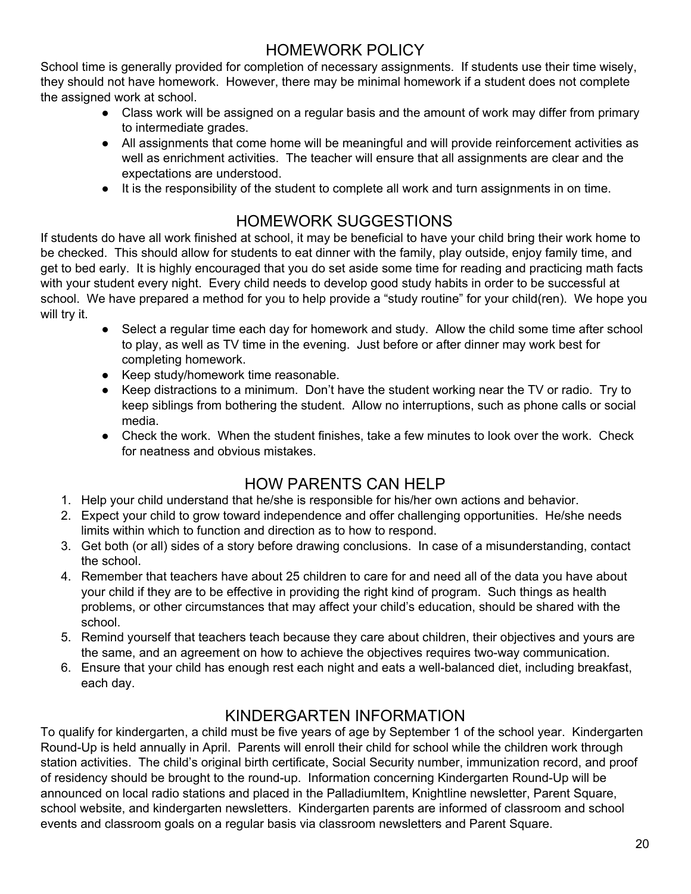## HOMEWORK POLICY

School time is generally provided for completion of necessary assignments. If students use their time wisely, they should not have homework. However, there may be minimal homework if a student does not complete the assigned work at school.

- Class work will be assigned on a regular basis and the amount of work may differ from primary to intermediate grades.
- All assignments that come home will be meaningful and will provide reinforcement activities as well as enrichment activities. The teacher will ensure that all assignments are clear and the expectations are understood.
- It is the responsibility of the student to complete all work and turn assignments in on time.

## HOMEWORK SUGGESTIONS

If students do have all work finished at school, it may be beneficial to have your child bring their work home to be checked. This should allow for students to eat dinner with the family, play outside, enjoy family time, and get to bed early. It is highly encouraged that you do set aside some time for reading and practicing math facts with your student every night. Every child needs to develop good study habits in order to be successful at school. We have prepared a method for you to help provide a "study routine" for your child(ren). We hope you will try it.

- Select a regular time each day for homework and study. Allow the child some time after school to play, as well as TV time in the evening. Just before or after dinner may work best for completing homework.
- Keep study/homework time reasonable.
- Keep distractions to a minimum. Don't have the student working near the TV or radio. Try to keep siblings from bothering the student. Allow no interruptions, such as phone calls or social media.
- Check the work. When the student finishes, take a few minutes to look over the work. Check for neatness and obvious mistakes.

## HOW PARENTS CAN HELP

1. Help your child understand that he/she is responsible for his/her own actions and behavior.
2. Expect your child to grow toward independence and offer challenging opportunities. He/she needs limits within which to function and direction as to how to respond.
3. Get both (or all) sides of a story before drawing conclusions. In case of a misunderstanding, contact the school.
4. Remember that teachers have about 25 children to care for and need all of the data you have about your child if they are to be effective in providing the right kind of program. Such things as health problems, or other circumstances that may affect your child's education, should be shared with the school.
5. Remind yourself that teachers teach because they care about children, their objectives and yours are the same, and an agreement on how to achieve the objectives requires two-way communication.
6. Ensure that your child has enough rest each night and eats a well-balanced diet, including breakfast, each day.

## KINDERGARTEN INFORMATION

To qualify for kindergarten, a child must be five years of age by September 1 of the school year. Kindergarten Round-Up is held annually in April. Parents will enroll their child for school while the children work through station activities. The child's original birth certificate, Social Security number, immunization record, and proof of residency should be brought to the round-up. Information concerning Kindergarten Round-Up will be announced on local radio stations and placed in the PalladiumItem, Knightline newsletter, Parent Square, school website, and kindergarten newsletters. Kindergarten parents are informed of classroom and school events and classroom goals on a regular basis via classroom newsletters and Parent Square.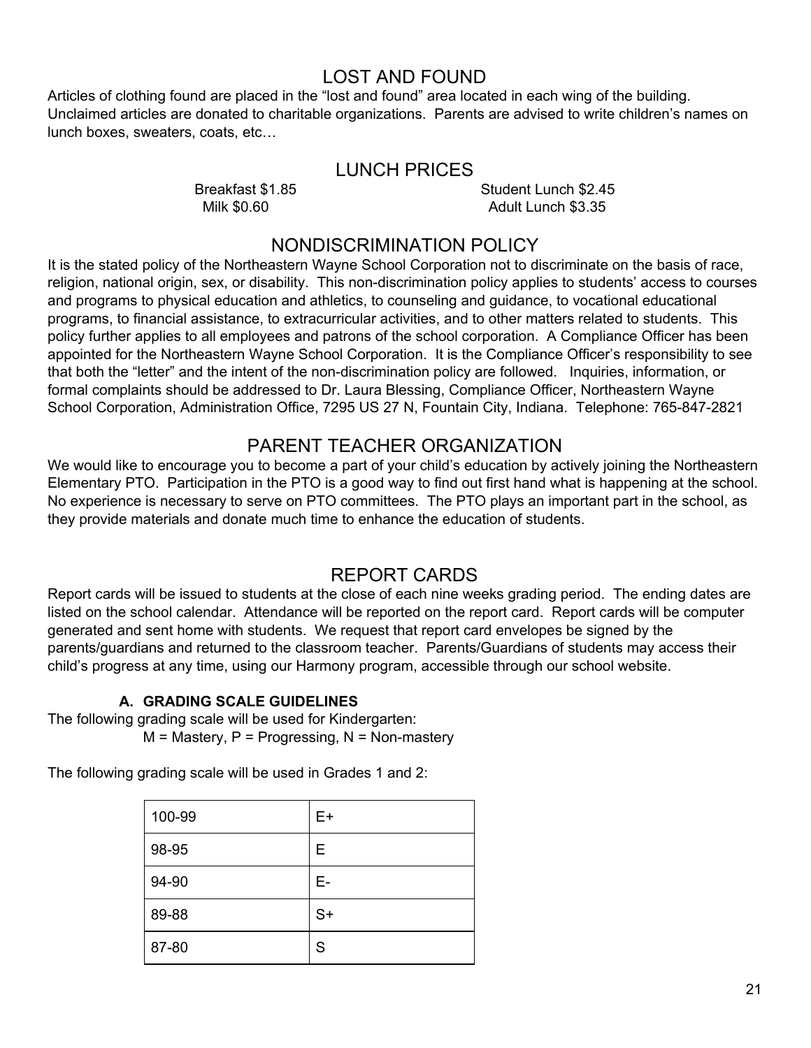## LOST AND FOUND

Articles of clothing found are placed in the "lost and found" area located in each wing of the building. Unclaimed articles are donated to charitable organizations. Parents are advised to write children's names on lunch boxes, sweaters, coats, etc…

## LUNCH PRICES

Breakfast $1.85 Student Lunch $2.45
Milk $0.60 Adult Lunch $3.35

## NONDISCRIMINATION POLICY

It is the stated policy of the Northeastern Wayne School Corporation not to discriminate on the basis of race, religion, national origin, sex, or disability. This non-discrimination policy applies to students' access to courses and programs to physical education and athletics, to counseling and guidance, to vocational educational programs, to financial assistance, to extracurricular activities, and to other matters related to students. This policy further applies to all employees and patrons of the school corporation. A Compliance Officer has been appointed for the Northeastern Wayne School Corporation. It is the Compliance Officer's responsibility to see that both the "letter" and the intent of the non-discrimination policy are followed. Inquiries, information, or formal complaints should be addressed to Dr. Laura Blessing, Compliance Officer, Northeastern Wayne School Corporation, Administration Office, 7295 US 27 N, Fountain City, Indiana. Telephone: 765-847-2821

## PARENT TEACHER ORGANIZATION

We would like to encourage you to become a part of your child's education by actively joining the Northeastern Elementary PTO. Participation in the PTO is a good way to find out first hand what is happening at the school. No experience is necessary to serve on PTO committees. The PTO plays an important part in the school, as they provide materials and donate much time to enhance the education of students.

## REPORT CARDS

Report cards will be issued to students at the close of each nine weeks grading period. The ending dates are listed on the school calendar. Attendance will be reported on the report card. Report cards will be computer generated and sent home with students. We request that report card envelopes be signed by the parents/guardians and returned to the classroom teacher. Parents/Guardians of students may access their child's progress at any time, using our Harmony program, accessible through our school website.

### A. GRADING SCALE GUIDELINES

The following grading scale will be used for Kindergarten:

M = Mastery, P = Progressing, N = Non-mastery

The following grading scale will be used in Grades 1 and 2:

| | |
|---|---|
| 100-99 | E+ |
| 98-95 | E |
| 94-90 | E- |
| 89-88 | S+ |
| 87-80 | S |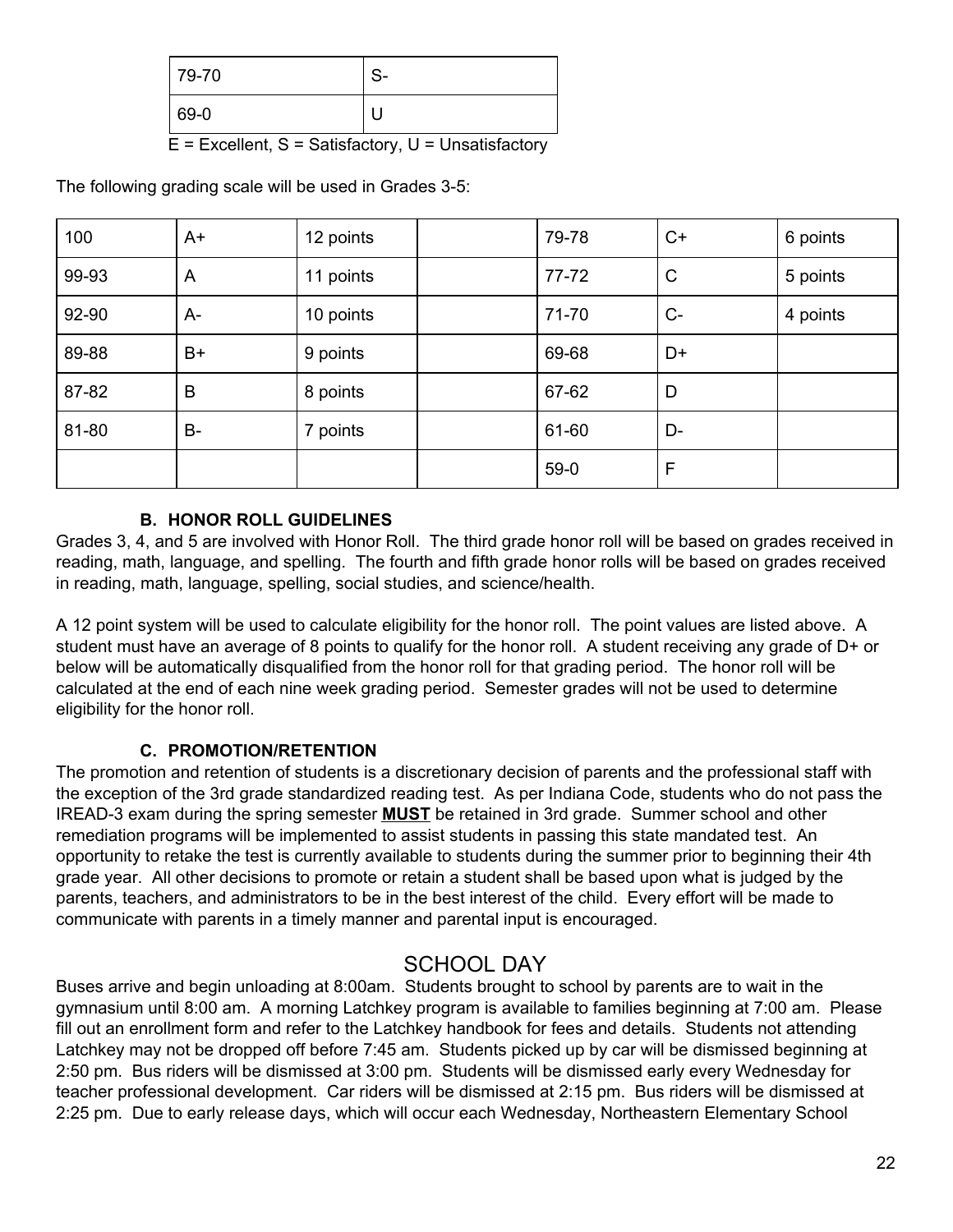| | |
|---|---|
| 79-70 | S- |
| 69-0 | U |

E = Excellent, S = Satisfactory, U = Unsatisfactory

The following grading scale will be used in Grades 3-5:

| | | | | | | |
|---|---|---|---|---|---|---|
| 100 | A+ | 12 points | | 79-78 | C+ | 6 points |
| 99-93 | A | 11 points | | 77-72 | C | 5 points |
| 92-90 | A- | 10 points | | 71-70 | C- | 4 points |
| 89-88 | B+ | 9 points | | 69-68 | D+ | |
| 87-82 | B | 8 points | | 67-62 | D | |
| 81-80 | B- | 7 points | | 61-60 | D- | |
| | | | | 59-0 | F | |

### B. HONOR ROLL GUIDELINES

Grades 3, 4, and 5 are involved with Honor Roll. The third grade honor roll will be based on grades received in reading, math, language, and spelling. The fourth and fifth grade honor rolls will be based on grades received in reading, math, language, spelling, social studies, and science/health.

A 12 point system will be used to calculate eligibility for the honor roll. The point values are listed above. A student must have an average of 8 points to qualify for the honor roll. A student receiving any grade of D+ or below will be automatically disqualified from the honor roll for that grading period. The honor roll will be calculated at the end of each nine week grading period. Semester grades will not be used to determine eligibility for the honor roll.

### C. PROMOTION/RETENTION

The promotion and retention of students is a discretionary decision of parents and the professional staff with the exception of the 3rd grade standardized reading test. As per Indiana Code, students who do not pass the IREAD-3 exam during the spring semester **MUST** be retained in 3rd grade. Summer school and other remediation programs will be implemented to assist students in passing this state mandated test. An opportunity to retake the test is currently available to students during the summer prior to beginning their 4th grade year. All other decisions to promote or retain a student shall be based upon what is judged by the parents, teachers, and administrators to be in the best interest of the child. Every effort will be made to communicate with parents in a timely manner and parental input is encouraged.

## SCHOOL DAY

Buses arrive and begin unloading at 8:00am. Students brought to school by parents are to wait in the gymnasium until 8:00 am. A morning Latchkey program is available to families beginning at 7:00 am. Please fill out an enrollment form and refer to the Latchkey handbook for fees and details. Students not attending Latchkey may not be dropped off before 7:45 am. Students picked up by car will be dismissed beginning at 2:50 pm. Bus riders will be dismissed at 3:00 pm. Students will be dismissed early every Wednesday for teacher professional development. Car riders will be dismissed at 2:15 pm. Bus riders will be dismissed at 2:25 pm. Due to early release days, which will occur each Wednesday, Northeastern Elementary School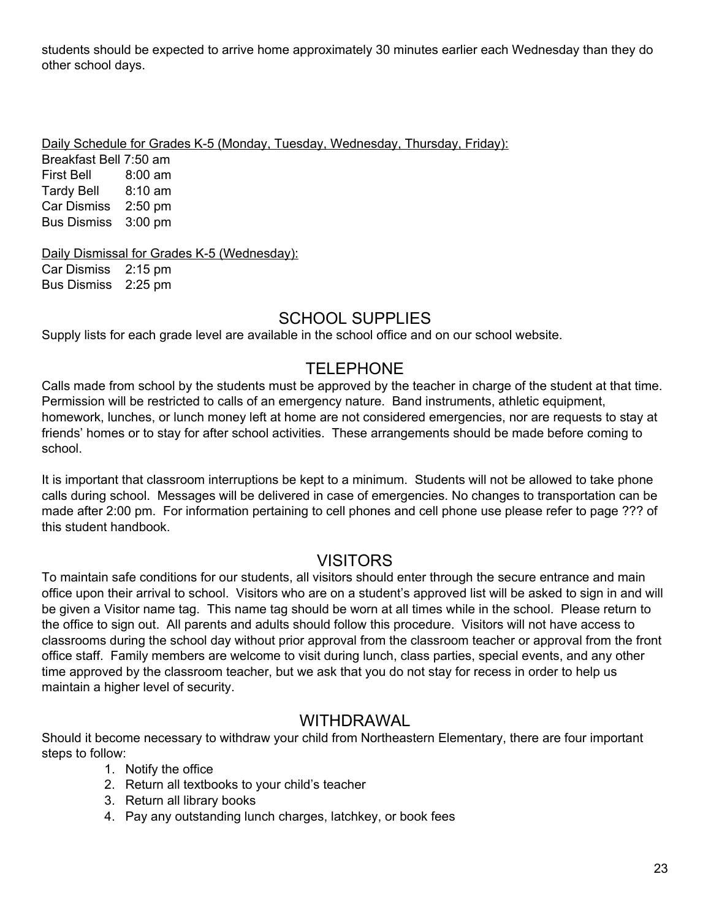students should be expected to arrive home approximately 30 minutes earlier each Wednesday than they do other school days.

Daily Schedule for Grades K-5 (Monday, Tuesday, Wednesday, Thursday, Friday):

Breakfast Bell 7:50 am
First Bell 8:00 am
Tardy Bell 8:10 am
Car Dismiss 2:50 pm
Bus Dismiss 3:00 pm

Daily Dismissal for Grades K-5 (Wednesday):

Car Dismiss 2:15 pm
Bus Dismiss 2:25 pm

## SCHOOL SUPPLIES

Supply lists for each grade level are available in the school office and on our school website.

## TELEPHONE

Calls made from school by the students must be approved by the teacher in charge of the student at that time. Permission will be restricted to calls of an emergency nature. Band instruments, athletic equipment, homework, lunches, or lunch money left at home are not considered emergencies, nor are requests to stay at friends' homes or to stay for after school activities. These arrangements should be made before coming to school.

It is important that classroom interruptions be kept to a minimum. Students will not be allowed to take phone calls during school. Messages will be delivered in case of emergencies. No changes to transportation can be made after 2:00 pm. For information pertaining to cell phones and cell phone use please refer to page ??? of this student handbook.

## VISITORS

To maintain safe conditions for our students, all visitors should enter through the secure entrance and main office upon their arrival to school. Visitors who are on a student's approved list will be asked to sign in and will be given a Visitor name tag. This name tag should be worn at all times while in the school. Please return to the office to sign out. All parents and adults should follow this procedure. Visitors will not have access to classrooms during the school day without prior approval from the classroom teacher or approval from the front office staff. Family members are welcome to visit during lunch, class parties, special events, and any other time approved by the classroom teacher, but we ask that you do not stay for recess in order to help us maintain a higher level of security.

## WITHDRAWAL

Should it become necessary to withdraw your child from Northeastern Elementary, there are four important steps to follow:

1. Notify the office
2. Return all textbooks to your child's teacher
3. Return all library books
4. Pay any outstanding lunch charges, latchkey, or book fees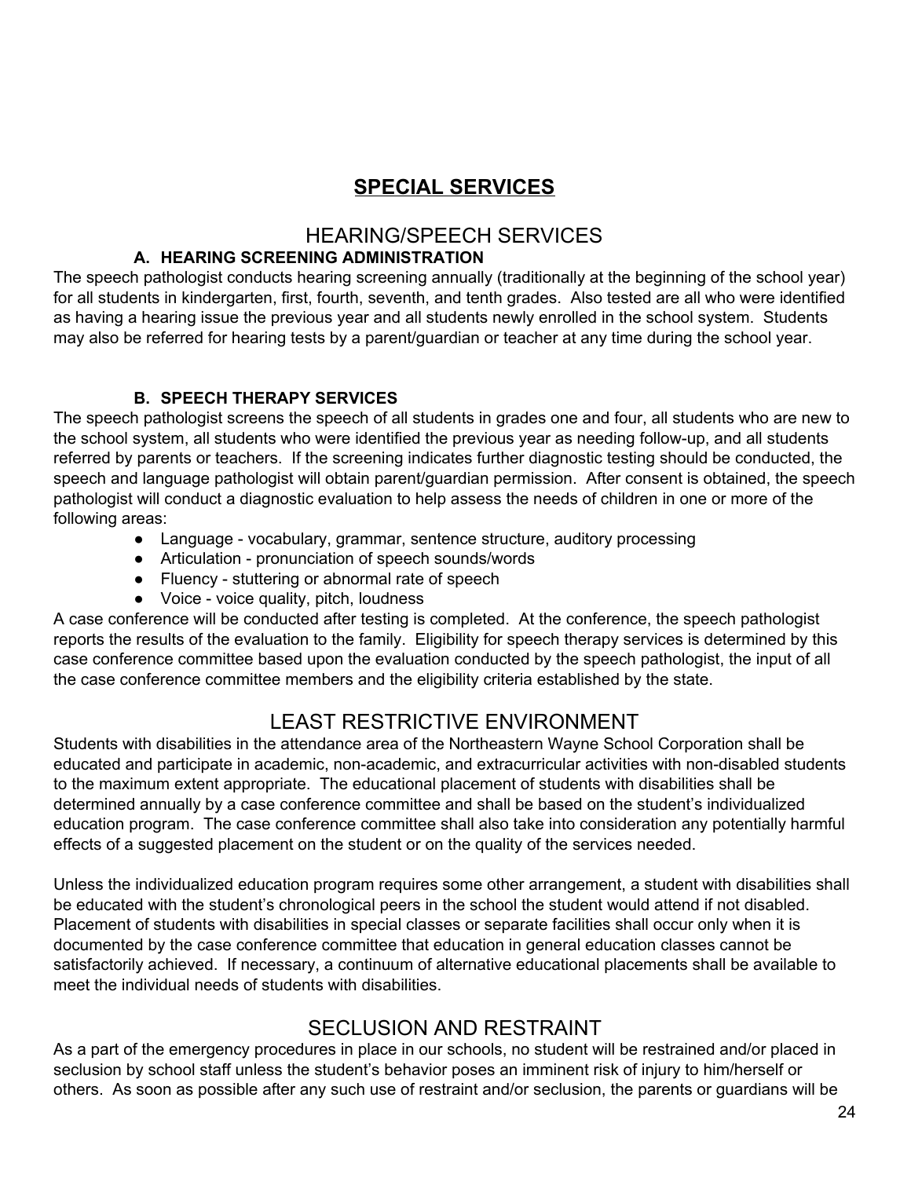# SPECIAL SERVICES

## HEARING/SPEECH SERVICES

### A. HEARING SCREENING ADMINISTRATION

The speech pathologist conducts hearing screening annually (traditionally at the beginning of the school year) for all students in kindergarten, first, fourth, seventh, and tenth grades. Also tested are all who were identified as having a hearing issue the previous year and all students newly enrolled in the school system. Students may also be referred for hearing tests by a parent/guardian or teacher at any time during the school year.

### B. SPEECH THERAPY SERVICES

The speech pathologist screens the speech of all students in grades one and four, all students who are new to the school system, all students who were identified the previous year as needing follow-up, and all students referred by parents or teachers. If the screening indicates further diagnostic testing should be conducted, the speech and language pathologist will obtain parent/guardian permission. After consent is obtained, the speech pathologist will conduct a diagnostic evaluation to help assess the needs of children in one or more of the following areas:

- Language - vocabulary, grammar, sentence structure, auditory processing
- Articulation - pronunciation of speech sounds/words
- Fluency - stuttering or abnormal rate of speech
- Voice - voice quality, pitch, loudness

A case conference will be conducted after testing is completed. At the conference, the speech pathologist reports the results of the evaluation to the family. Eligibility for speech therapy services is determined by this case conference committee based upon the evaluation conducted by the speech pathologist, the input of all the case conference committee members and the eligibility criteria established by the state.

## LEAST RESTRICTIVE ENVIRONMENT

Students with disabilities in the attendance area of the Northeastern Wayne School Corporation shall be educated and participate in academic, non-academic, and extracurricular activities with non-disabled students to the maximum extent appropriate. The educational placement of students with disabilities shall be determined annually by a case conference committee and shall be based on the student's individualized education program. The case conference committee shall also take into consideration any potentially harmful effects of a suggested placement on the student or on the quality of the services needed.

Unless the individualized education program requires some other arrangement, a student with disabilities shall be educated with the student's chronological peers in the school the student would attend if not disabled. Placement of students with disabilities in special classes or separate facilities shall occur only when it is documented by the case conference committee that education in general education classes cannot be satisfactorily achieved. If necessary, a continuum of alternative educational placements shall be available to meet the individual needs of students with disabilities.

## SECLUSION AND RESTRAINT

As a part of the emergency procedures in place in our schools, no student will be restrained and/or placed in seclusion by school staff unless the student's behavior poses an imminent risk of injury to him/herself or others. As soon as possible after any such use of restraint and/or seclusion, the parents or guardians will be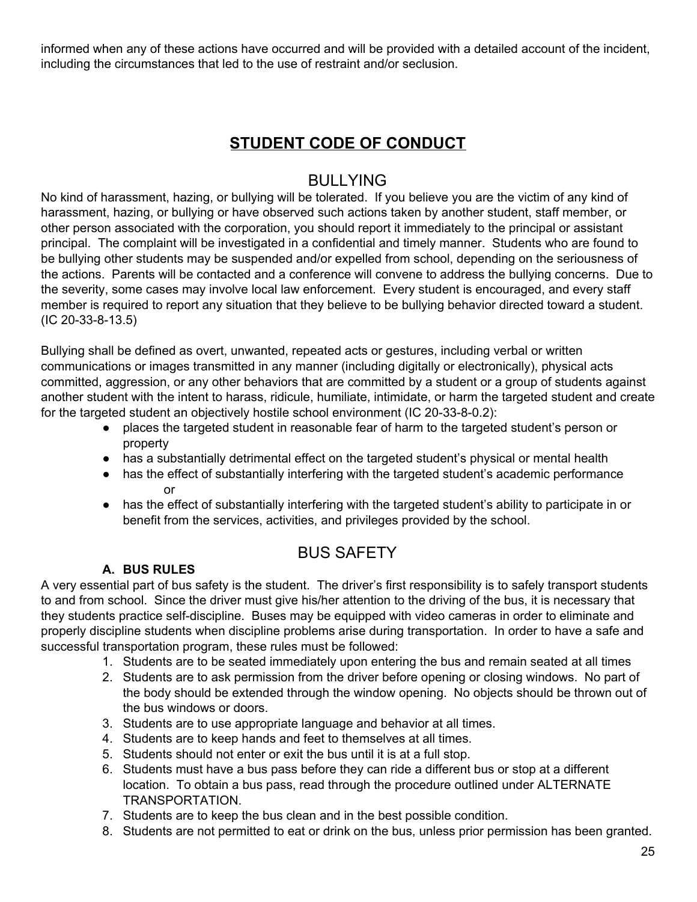informed when any of these actions have occurred and will be provided with a detailed account of the incident, including the circumstances that led to the use of restraint and/or seclusion.

# STUDENT CODE OF CONDUCT

## BULLYING

No kind of harassment, hazing, or bullying will be tolerated. If you believe you are the victim of any kind of harassment, hazing, or bullying or have observed such actions taken by another student, staff member, or other person associated with the corporation, you should report it immediately to the principal or assistant principal. The complaint will be investigated in a confidential and timely manner. Students who are found to be bullying other students may be suspended and/or expelled from school, depending on the seriousness of the actions. Parents will be contacted and a conference will convene to address the bullying concerns. Due to the severity, some cases may involve local law enforcement. Every student is encouraged, and every staff member is required to report any situation that they believe to be bullying behavior directed toward a student. (IC 20-33-8-13.5)

Bullying shall be defined as overt, unwanted, repeated acts or gestures, including verbal or written communications or images transmitted in any manner (including digitally or electronically), physical acts committed, aggression, or any other behaviors that are committed by a student or a group of students against another student with the intent to harass, ridicule, humiliate, intimidate, or harm the targeted student and create for the targeted student an objectively hostile school environment (IC 20-33-8-0.2):

- places the targeted student in reasonable fear of harm to the targeted student's person or property
- has a substantially detrimental effect on the targeted student's physical or mental health
- has the effect of substantially interfering with the targeted student's academic performance or
- has the effect of substantially interfering with the targeted student's ability to participate in or benefit from the services, activities, and privileges provided by the school.

## BUS SAFETY

### A. BUS RULES

A very essential part of bus safety is the student. The driver's first responsibility is to safely transport students to and from school. Since the driver must give his/her attention to the driving of the bus, it is necessary that they students practice self-discipline. Buses may be equipped with video cameras in order to eliminate and properly discipline students when discipline problems arise during transportation. In order to have a safe and successful transportation program, these rules must be followed:

1. Students are to be seated immediately upon entering the bus and remain seated at all times
2. Students are to ask permission from the driver before opening or closing windows. No part of the body should be extended through the window opening. No objects should be thrown out of the bus windows or doors.
3. Students are to use appropriate language and behavior at all times.
4. Students are to keep hands and feet to themselves at all times.
5. Students should not enter or exit the bus until it is at a full stop.
6. Students must have a bus pass before they can ride a different bus or stop at a different location. To obtain a bus pass, read through the procedure outlined under ALTERNATE TRANSPORTATION.
7. Students are to keep the bus clean and in the best possible condition.
8. Students are not permitted to eat or drink on the bus, unless prior permission has been granted.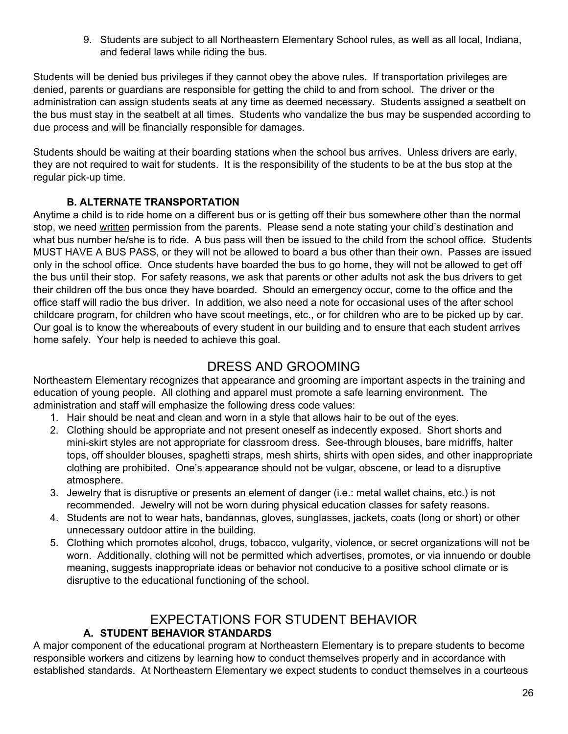9. Students are subject to all Northeastern Elementary School rules, as well as all local, Indiana, and federal laws while riding the bus.

Students will be denied bus privileges if they cannot obey the above rules. If transportation privileges are denied, parents or guardians are responsible for getting the child to and from school. The driver or the administration can assign students seats at any time as deemed necessary. Students assigned a seatbelt on the bus must stay in the seatbelt at all times. Students who vandalize the bus may be suspended according to due process and will be financially responsible for damages.

Students should be waiting at their boarding stations when the school bus arrives. Unless drivers are early, they are not required to wait for students. It is the responsibility of the students to be at the bus stop at the regular pick-up time.

### B. ALTERNATE TRANSPORTATION

Anytime a child is to ride home on a different bus or is getting off their bus somewhere other than the normal stop, we need written permission from the parents. Please send a note stating your child's destination and what bus number he/she is to ride. A bus pass will then be issued to the child from the school office. Students MUST HAVE A BUS PASS, or they will not be allowed to board a bus other than their own. Passes are issued only in the school office. Once students have boarded the bus to go home, they will not be allowed to get off the bus until their stop. For safety reasons, we ask that parents or other adults not ask the bus drivers to get their children off the bus once they have boarded. Should an emergency occur, come to the office and the office staff will radio the bus driver. In addition, we also need a note for occasional uses of the after school childcare program, for children who have scout meetings, etc., or for children who are to be picked up by car. Our goal is to know the whereabouts of every student in our building and to ensure that each student arrives home safely. Your help is needed to achieve this goal.

## DRESS AND GROOMING

Northeastern Elementary recognizes that appearance and grooming are important aspects in the training and education of young people. All clothing and apparel must promote a safe learning environment. The administration and staff will emphasize the following dress code values:

1. Hair should be neat and clean and worn in a style that allows hair to be out of the eyes.
2. Clothing should be appropriate and not present oneself as indecently exposed. Short shorts and mini-skirt styles are not appropriate for classroom dress. See-through blouses, bare midriffs, halter tops, off shoulder blouses, spaghetti straps, mesh shirts, shirts with open sides, and other inappropriate clothing are prohibited. One's appearance should not be vulgar, obscene, or lead to a disruptive atmosphere.
3. Jewelry that is disruptive or presents an element of danger (i.e.: metal wallet chains, etc.) is not recommended. Jewelry will not be worn during physical education classes for safety reasons.
4. Students are not to wear hats, bandannas, gloves, sunglasses, jackets, coats (long or short) or other unnecessary outdoor attire in the building.
5. Clothing which promotes alcohol, drugs, tobacco, vulgarity, violence, or secret organizations will not be worn. Additionally, clothing will not be permitted which advertises, promotes, or via innuendo or double meaning, suggests inappropriate ideas or behavior not conducive to a positive school climate or is disruptive to the educational functioning of the school.

## EXPECTATIONS FOR STUDENT BEHAVIOR

### A. STUDENT BEHAVIOR STANDARDS

A major component of the educational program at Northeastern Elementary is to prepare students to become responsible workers and citizens by learning how to conduct themselves properly and in accordance with established standards. At Northeastern Elementary we expect students to conduct themselves in a courteous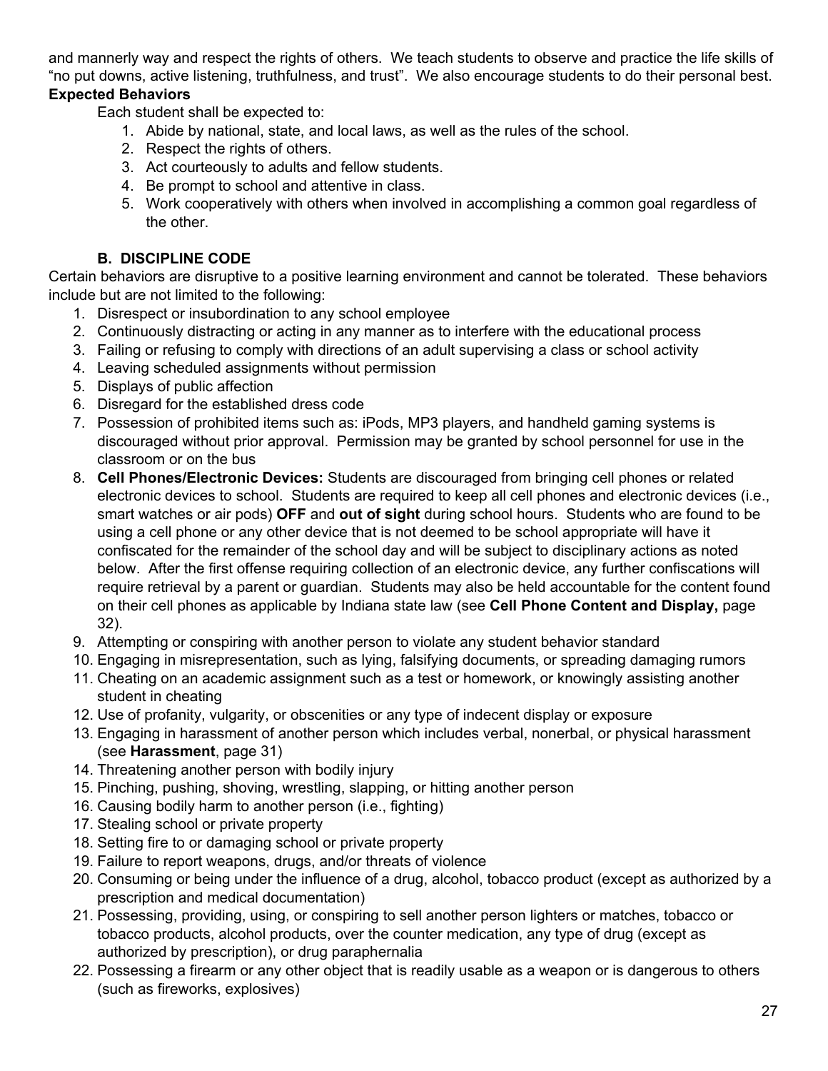and mannerly way and respect the rights of others. We teach students to observe and practice the life skills of "no put downs, active listening, truthfulness, and trust". We also encourage students to do their personal best.

**Expected Behaviors**

Each student shall be expected to:

1. Abide by national, state, and local laws, as well as the rules of the school.
2. Respect the rights of others.
3. Act courteously to adults and fellow students.
4. Be prompt to school and attentive in class.
5. Work cooperatively with others when involved in accomplishing a common goal regardless of the other.

### B. DISCIPLINE CODE

Certain behaviors are disruptive to a positive learning environment and cannot be tolerated. These behaviors include but are not limited to the following:

1. Disrespect or insubordination to any school employee
2. Continuously distracting or acting in any manner as to interfere with the educational process
3. Failing or refusing to comply with directions of an adult supervising a class or school activity
4. Leaving scheduled assignments without permission
5. Displays of public affection
6. Disregard for the established dress code
7. Possession of prohibited items such as: iPods, MP3 players, and handheld gaming systems is discouraged without prior approval. Permission may be granted by school personnel for use in the classroom or on the bus
8. **Cell Phones/Electronic Devices:** Students are discouraged from bringing cell phones or related electronic devices to school. Students are required to keep all cell phones and electronic devices (i.e., smart watches or air pods) **OFF** and **out of sight** during school hours. Students who are found to be using a cell phone or any other device that is not deemed to be school appropriate will have it confiscated for the remainder of the school day and will be subject to disciplinary actions as noted below. After the first offense requiring collection of an electronic device, any further confiscations will require retrieval by a parent or guardian. Students may also be held accountable for the content found on their cell phones as applicable by Indiana state law (see **Cell Phone Content and Display,** page 32).
9. Attempting or conspiring with another person to violate any student behavior standard
10. Engaging in misrepresentation, such as lying, falsifying documents, or spreading damaging rumors
11. Cheating on an academic assignment such as a test or homework, or knowingly assisting another student in cheating
12. Use of profanity, vulgarity, or obscenities or any type of indecent display or exposure
13. Engaging in harassment of another person which includes verbal, nonerbal, or physical harassment (see **Harassment**, page 31)
14. Threatening another person with bodily injury
15. Pinching, pushing, shoving, wrestling, slapping, or hitting another person
16. Causing bodily harm to another person (i.e., fighting)
17. Stealing school or private property
18. Setting fire to or damaging school or private property
19. Failure to report weapons, drugs, and/or threats of violence
20. Consuming or being under the influence of a drug, alcohol, tobacco product (except as authorized by a prescription and medical documentation)
21. Possessing, providing, using, or conspiring to sell another person lighters or matches, tobacco or tobacco products, alcohol products, over the counter medication, any type of drug (except as authorized by prescription), or drug paraphernalia
22. Possessing a firearm or any other object that is readily usable as a weapon or is dangerous to others (such as fireworks, explosives)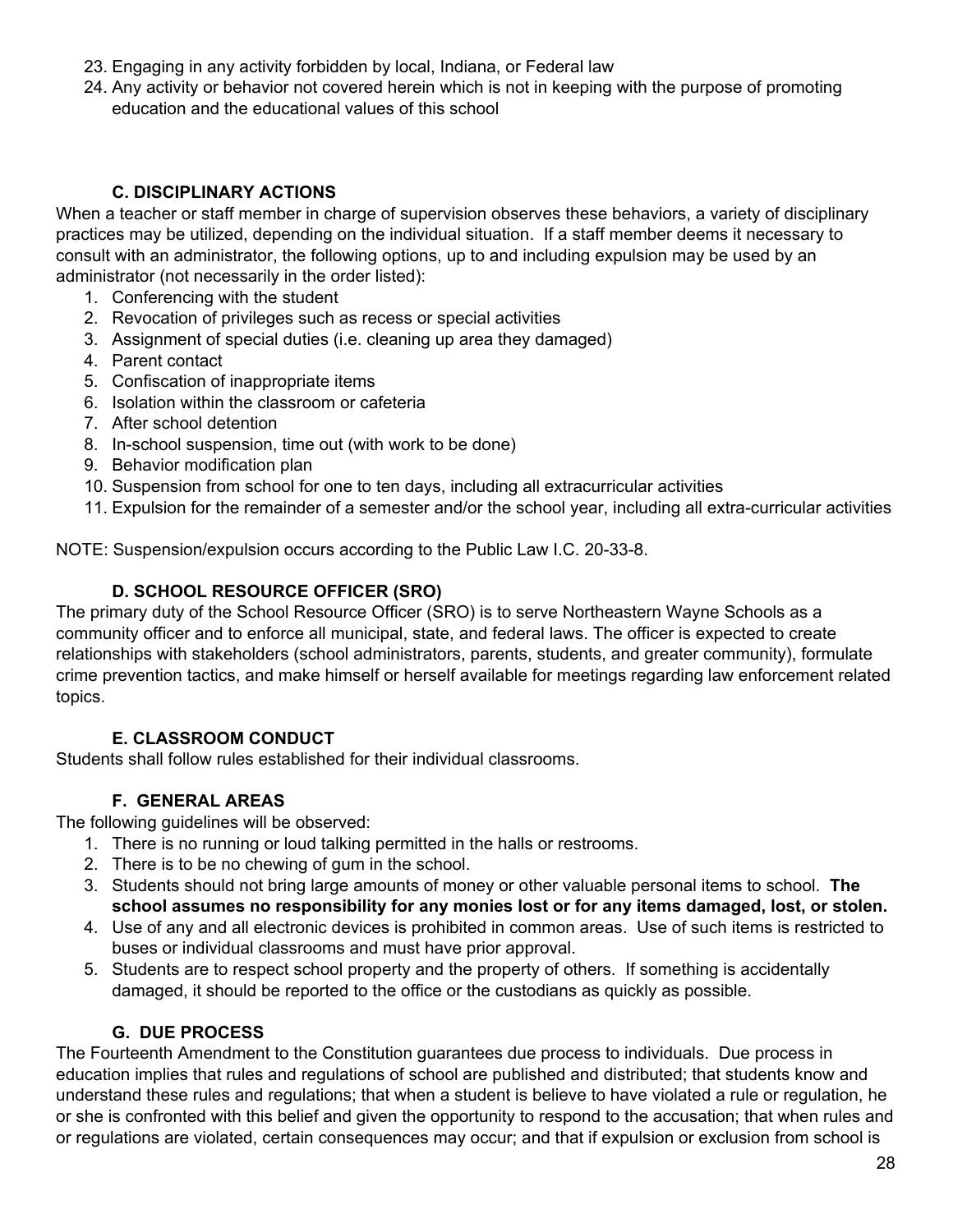23. Engaging in any activity forbidden by local, Indiana, or Federal law
24. Any activity or behavior not covered herein which is not in keeping with the purpose of promoting education and the educational values of this school

### C. DISCIPLINARY ACTIONS

When a teacher or staff member in charge of supervision observes these behaviors, a variety of disciplinary practices may be utilized, depending on the individual situation. If a staff member deems it necessary to consult with an administrator, the following options, up to and including expulsion may be used by an administrator (not necessarily in the order listed):

1. Conferencing with the student
2. Revocation of privileges such as recess or special activities
3. Assignment of special duties (i.e. cleaning up area they damaged)
4. Parent contact
5. Confiscation of inappropriate items
6. Isolation within the classroom or cafeteria
7. After school detention
8. In-school suspension, time out (with work to be done)
9. Behavior modification plan
10. Suspension from school for one to ten days, including all extracurricular activities
11. Expulsion for the remainder of a semester and/or the school year, including all extra-curricular activities

NOTE: Suspension/expulsion occurs according to the Public Law I.C. 20-33-8.

### D. SCHOOL RESOURCE OFFICER (SRO)

The primary duty of the School Resource Officer (SRO) is to serve Northeastern Wayne Schools as a community officer and to enforce all municipal, state, and federal laws. The officer is expected to create relationships with stakeholders (school administrators, parents, students, and greater community), formulate crime prevention tactics, and make himself or herself available for meetings regarding law enforcement related topics.

### E. CLASSROOM CONDUCT

Students shall follow rules established for their individual classrooms.

### F. GENERAL AREAS

The following guidelines will be observed:

1. There is no running or loud talking permitted in the halls or restrooms.
2. There is to be no chewing of gum in the school.
3. Students should not bring large amounts of money or other valuable personal items to school. **The school assumes no responsibility for any monies lost or for any items damaged, lost, or stolen.**
4. Use of any and all electronic devices is prohibited in common areas. Use of such items is restricted to buses or individual classrooms and must have prior approval.
5. Students are to respect school property and the property of others. If something is accidentally damaged, it should be reported to the office or the custodians as quickly as possible.

### G. DUE PROCESS

The Fourteenth Amendment to the Constitution guarantees due process to individuals. Due process in education implies that rules and regulations of school are published and distributed; that students know and understand these rules and regulations; that when a student is believe to have violated a rule or regulation, he or she is confronted with this belief and given the opportunity to respond to the accusation; that when rules and or regulations are violated, certain consequences may occur; and that if expulsion or exclusion from school is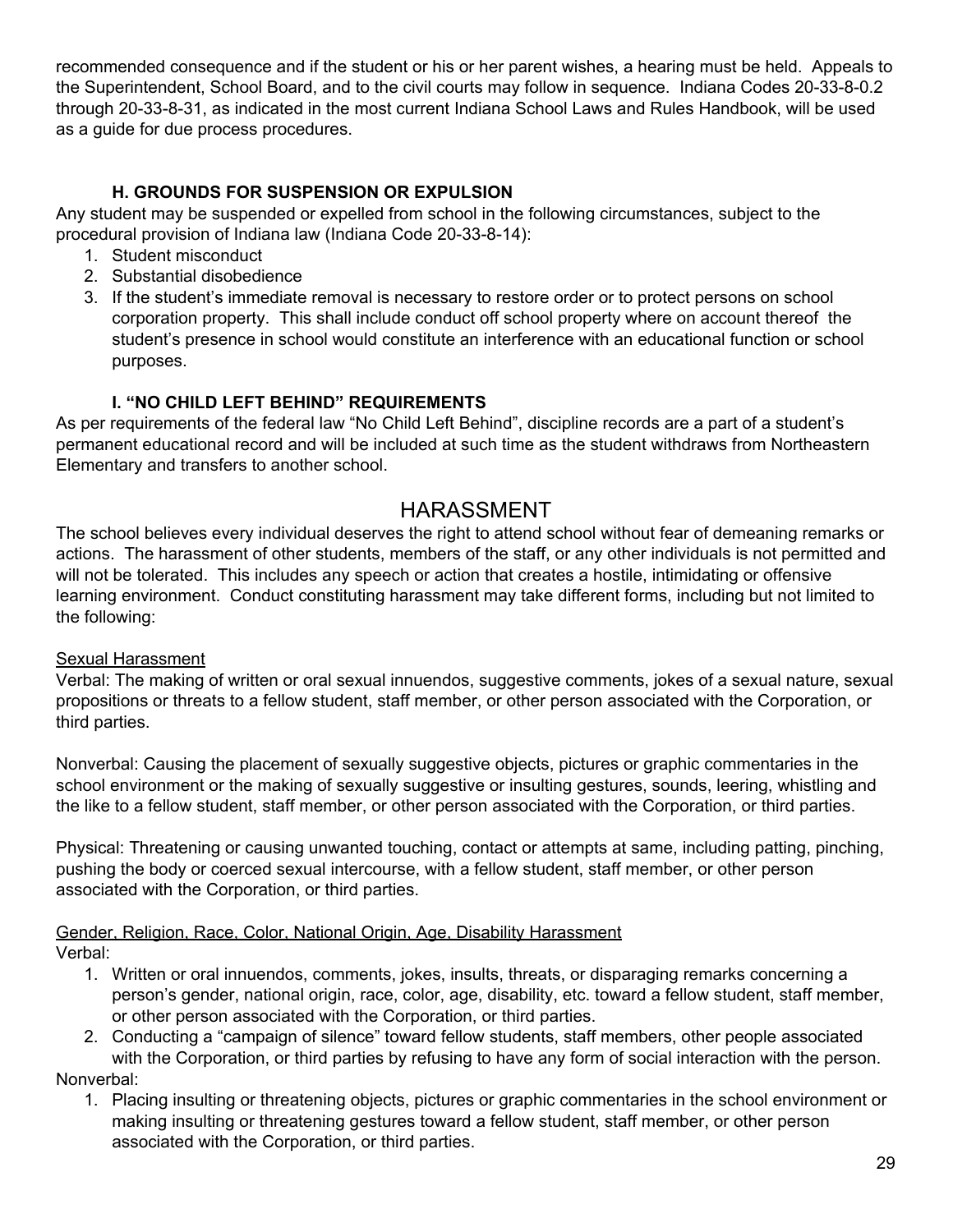recommended consequence and if the student or his or her parent wishes, a hearing must be held. Appeals to the Superintendent, School Board, and to the civil courts may follow in sequence. Indiana Codes 20-33-8-0.2 through 20-33-8-31, as indicated in the most current Indiana School Laws and Rules Handbook, will be used as a guide for due process procedures.

### H. GROUNDS FOR SUSPENSION OR EXPULSION

Any student may be suspended or expelled from school in the following circumstances, subject to the procedural provision of Indiana law (Indiana Code 20-33-8-14):

1. Student misconduct
2. Substantial disobedience
3. If the student's immediate removal is necessary to restore order or to protect persons on school corporation property. This shall include conduct off school property where on account thereof the student's presence in school would constitute an interference with an educational function or school purposes.

### I. "NO CHILD LEFT BEHIND" REQUIREMENTS

As per requirements of the federal law "No Child Left Behind", discipline records are a part of a student's permanent educational record and will be included at such time as the student withdraws from Northeastern Elementary and transfers to another school.

## HARASSMENT

The school believes every individual deserves the right to attend school without fear of demeaning remarks or actions. The harassment of other students, members of the staff, or any other individuals is not permitted and will not be tolerated. This includes any speech or action that creates a hostile, intimidating or offensive learning environment. Conduct constituting harassment may take different forms, including but not limited to the following:

<u>Sexual Harassment</u>

Verbal: The making of written or oral sexual innuendos, suggestive comments, jokes of a sexual nature, sexual propositions or threats to a fellow student, staff member, or other person associated with the Corporation, or third parties.

Nonverbal: Causing the placement of sexually suggestive objects, pictures or graphic commentaries in the school environment or the making of sexually suggestive or insulting gestures, sounds, leering, whistling and the like to a fellow student, staff member, or other person associated with the Corporation, or third parties.

Physical: Threatening or causing unwanted touching, contact or attempts at same, including patting, pinching, pushing the body or coerced sexual intercourse, with a fellow student, staff member, or other person associated with the Corporation, or third parties.

<u>Gender, Religion, Race, Color, National Origin, Age, Disability Harassment</u>

Verbal:

1. Written or oral innuendos, comments, jokes, insults, threats, or disparaging remarks concerning a person's gender, national origin, race, color, age, disability, etc. toward a fellow student, staff member, or other person associated with the Corporation, or third parties.
2. Conducting a "campaign of silence" toward fellow students, staff members, other people associated with the Corporation, or third parties by refusing to have any form of social interaction with the person.

Nonverbal:

1. Placing insulting or threatening objects, pictures or graphic commentaries in the school environment or making insulting or threatening gestures toward a fellow student, staff member, or other person associated with the Corporation, or third parties.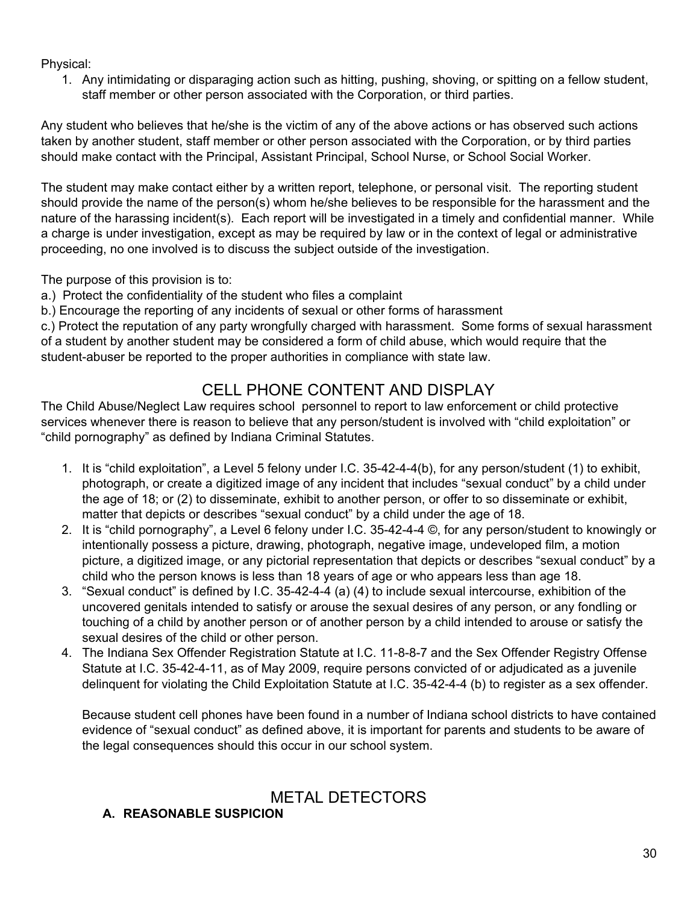Physical:

1. Any intimidating or disparaging action such as hitting, pushing, shoving, or spitting on a fellow student, staff member or other person associated with the Corporation, or third parties.

Any student who believes that he/she is the victim of any of the above actions or has observed such actions taken by another student, staff member or other person associated with the Corporation, or by third parties should make contact with the Principal, Assistant Principal, School Nurse, or School Social Worker.

The student may make contact either by a written report, telephone, or personal visit. The reporting student should provide the name of the person(s) whom he/she believes to be responsible for the harassment and the nature of the harassing incident(s). Each report will be investigated in a timely and confidential manner. While a charge is under investigation, except as may be required by law or in the context of legal or administrative proceeding, no one involved is to discuss the subject outside of the investigation.

The purpose of this provision is to:
a.) Protect the confidentiality of the student who files a complaint
b.) Encourage the reporting of any incidents of sexual or other forms of harassment
c.) Protect the reputation of any party wrongfully charged with harassment. Some forms of sexual harassment of a student by another student may be considered a form of child abuse, which would require that the student-abuser be reported to the proper authorities in compliance with state law.

## CELL PHONE CONTENT AND DISPLAY

The Child Abuse/Neglect Law requires school personnel to report to law enforcement or child protective services whenever there is reason to believe that any person/student is involved with "child exploitation" or "child pornography" as defined by Indiana Criminal Statutes.

1. It is "child exploitation", a Level 5 felony under I.C. 35-42-4-4(b), for any person/student (1) to exhibit, photograph, or create a digitized image of any incident that includes "sexual conduct" by a child under the age of 18; or (2) to disseminate, exhibit to another person, or offer to so disseminate or exhibit, matter that depicts or describes "sexual conduct" by a child under the age of 18.
2. It is "child pornography", a Level 6 felony under I.C. 35-42-4-4 ©, for any person/student to knowingly or intentionally possess a picture, drawing, photograph, negative image, undeveloped film, a motion picture, a digitized image, or any pictorial representation that depicts or describes "sexual conduct" by a child who the person knows is less than 18 years of age or who appears less than age 18.
3. "Sexual conduct" is defined by I.C. 35-42-4-4 (a) (4) to include sexual intercourse, exhibition of the uncovered genitals intended to satisfy or arouse the sexual desires of any person, or any fondling or touching of a child by another person or of another person by a child intended to arouse or satisfy the sexual desires of the child or other person.
4. The Indiana Sex Offender Registration Statute at I.C. 11-8-8-7 and the Sex Offender Registry Offense Statute at I.C. 35-42-4-11, as of May 2009, require persons convicted of or adjudicated as a juvenile delinquent for violating the Child Exploitation Statute at I.C. 35-42-4-4 (b) to register as a sex offender.

   Because student cell phones have been found in a number of Indiana school districts to have contained evidence of "sexual conduct" as defined above, it is important for parents and students to be aware of the legal consequences should this occur in our school system.

## METAL DETECTORS

**A. REASONABLE SUSPICION**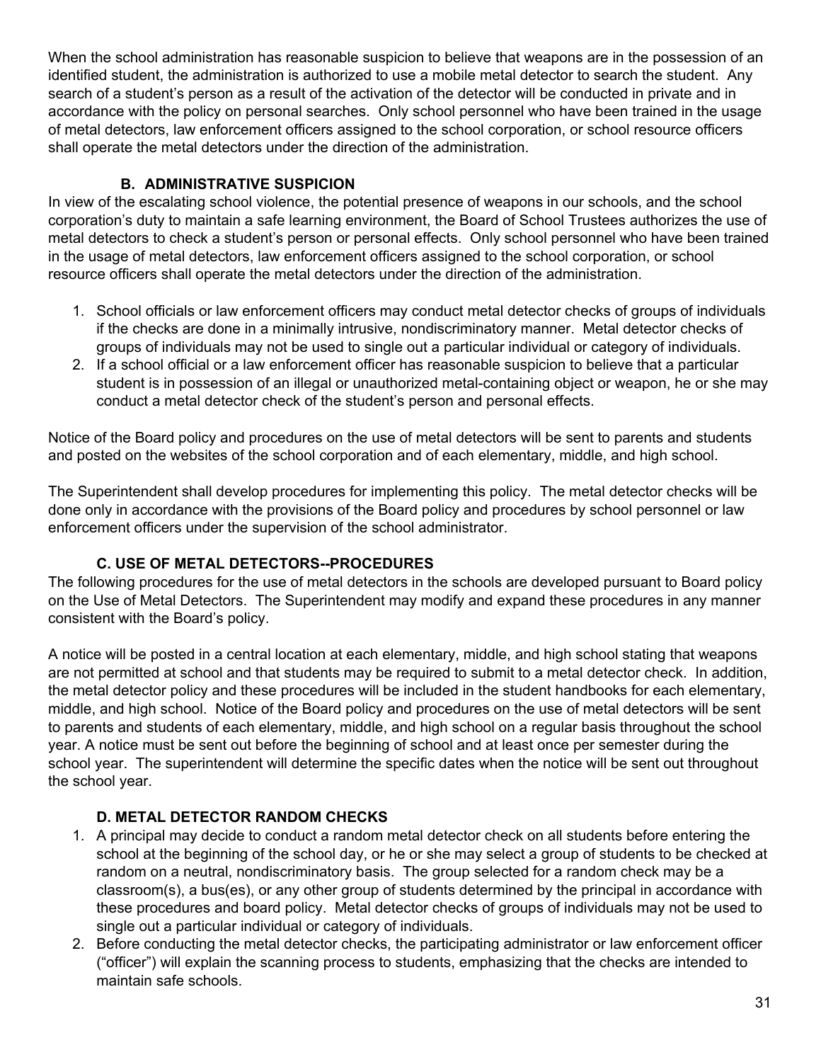When the school administration has reasonable suspicion to believe that weapons are in the possession of an identified student, the administration is authorized to use a mobile metal detector to search the student. Any search of a student's person as a result of the activation of the detector will be conducted in private and in accordance with the policy on personal searches. Only school personnel who have been trained in the usage of metal detectors, law enforcement officers assigned to the school corporation, or school resource officers shall operate the metal detectors under the direction of the administration.

### B. ADMINISTRATIVE SUSPICION

In view of the escalating school violence, the potential presence of weapons in our schools, and the school corporation's duty to maintain a safe learning environment, the Board of School Trustees authorizes the use of metal detectors to check a student's person or personal effects. Only school personnel who have been trained in the usage of metal detectors, law enforcement officers assigned to the school corporation, or school resource officers shall operate the metal detectors under the direction of the administration.

1. School officials or law enforcement officers may conduct metal detector checks of groups of individuals if the checks are done in a minimally intrusive, nondiscriminatory manner. Metal detector checks of groups of individuals may not be used to single out a particular individual or category of individuals.
2. If a school official or a law enforcement officer has reasonable suspicion to believe that a particular student is in possession of an illegal or unauthorized metal-containing object or weapon, he or she may conduct a metal detector check of the student's person and personal effects.

Notice of the Board policy and procedures on the use of metal detectors will be sent to parents and students and posted on the websites of the school corporation and of each elementary, middle, and high school.

The Superintendent shall develop procedures for implementing this policy. The metal detector checks will be done only in accordance with the provisions of the Board policy and procedures by school personnel or law enforcement officers under the supervision of the school administrator.

### C. USE OF METAL DETECTORS--PROCEDURES

The following procedures for the use of metal detectors in the schools are developed pursuant to Board policy on the Use of Metal Detectors. The Superintendent may modify and expand these procedures in any manner consistent with the Board's policy.

A notice will be posted in a central location at each elementary, middle, and high school stating that weapons are not permitted at school and that students may be required to submit to a metal detector check. In addition, the metal detector policy and these procedures will be included in the student handbooks for each elementary, middle, and high school. Notice of the Board policy and procedures on the use of metal detectors will be sent to parents and students of each elementary, middle, and high school on a regular basis throughout the school year. A notice must be sent out before the beginning of school and at least once per semester during the school year. The superintendent will determine the specific dates when the notice will be sent out throughout the school year.

### D. METAL DETECTOR RANDOM CHECKS

1. A principal may decide to conduct a random metal detector check on all students before entering the school at the beginning of the school day, or he or she may select a group of students to be checked at random on a neutral, nondiscriminatory basis. The group selected for a random check may be a classroom(s), a bus(es), or any other group of students determined by the principal in accordance with these procedures and board policy. Metal detector checks of groups of individuals may not be used to single out a particular individual or category of individuals.
2. Before conducting the metal detector checks, the participating administrator or law enforcement officer ("officer") will explain the scanning process to students, emphasizing that the checks are intended to maintain safe schools.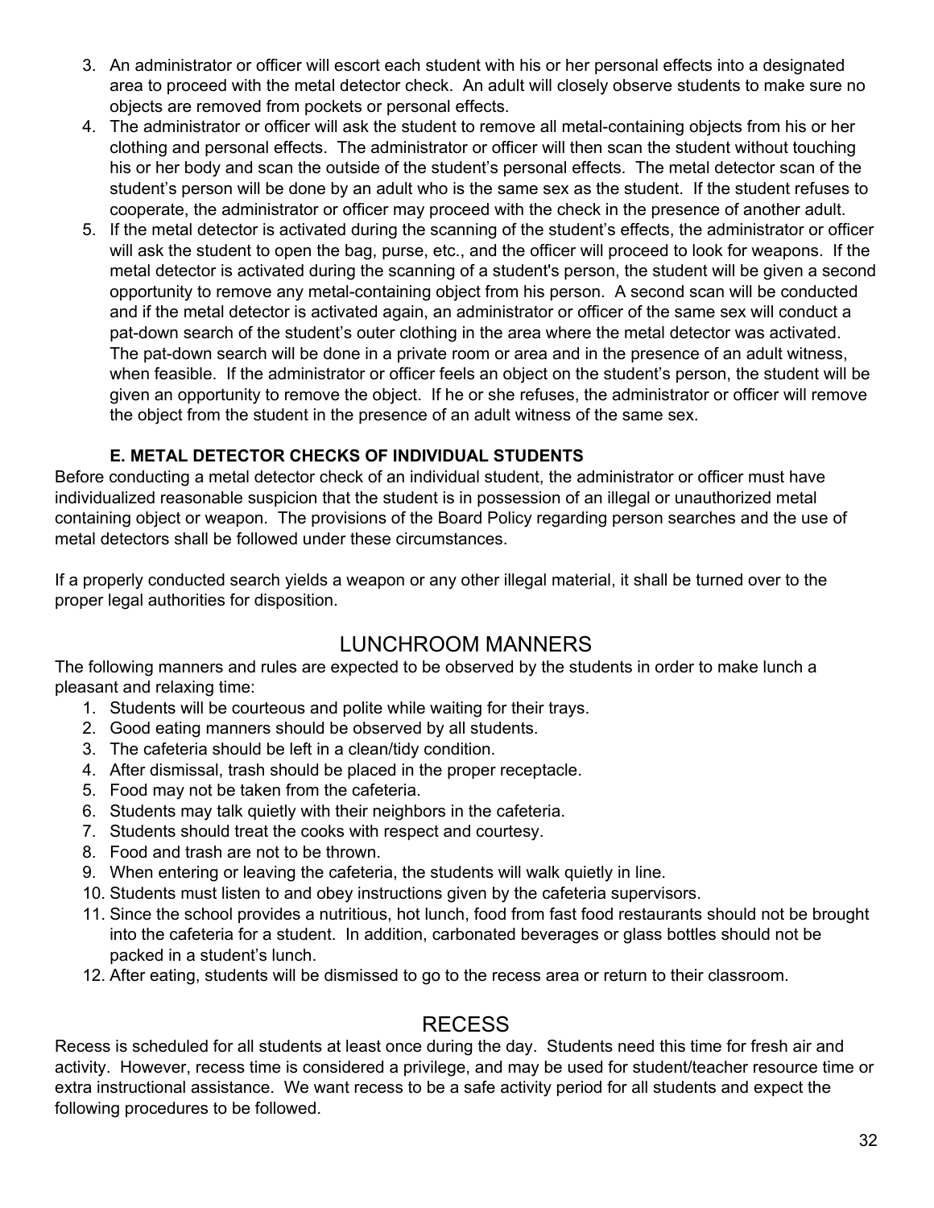3. An administrator or officer will escort each student with his or her personal effects into a designated area to proceed with the metal detector check. An adult will closely observe students to make sure no objects are removed from pockets or personal effects.
4. The administrator or officer will ask the student to remove all metal-containing objects from his or her clothing and personal effects. The administrator or officer will then scan the student without touching his or her body and scan the outside of the student's personal effects. The metal detector scan of the student's person will be done by an adult who is the same sex as the student. If the student refuses to cooperate, the administrator or officer may proceed with the check in the presence of another adult.
5. If the metal detector is activated during the scanning of the student's effects, the administrator or officer will ask the student to open the bag, purse, etc., and the officer will proceed to look for weapons. If the metal detector is activated during the scanning of a student's person, the student will be given a second opportunity to remove any metal-containing object from his person. A second scan will be conducted and if the metal detector is activated again, an administrator or officer of the same sex will conduct a pat-down search of the student's outer clothing in the area where the metal detector was activated. The pat-down search will be done in a private room or area and in the presence of an adult witness, when feasible. If the administrator or officer feels an object on the student's person, the student will be given an opportunity to remove the object. If he or she refuses, the administrator or officer will remove the object from the student in the presence of an adult witness of the same sex.

### E. METAL DETECTOR CHECKS OF INDIVIDUAL STUDENTS

Before conducting a metal detector check of an individual student, the administrator or officer must have individualized reasonable suspicion that the student is in possession of an illegal or unauthorized metal containing object or weapon. The provisions of the Board Policy regarding person searches and the use of metal detectors shall be followed under these circumstances.

If a properly conducted search yields a weapon or any other illegal material, it shall be turned over to the proper legal authorities for disposition.

## LUNCHROOM MANNERS

The following manners and rules are expected to be observed by the students in order to make lunch a pleasant and relaxing time:

1. Students will be courteous and polite while waiting for their trays.
2. Good eating manners should be observed by all students.
3. The cafeteria should be left in a clean/tidy condition.
4. After dismissal, trash should be placed in the proper receptacle.
5. Food may not be taken from the cafeteria.
6. Students may talk quietly with their neighbors in the cafeteria.
7. Students should treat the cooks with respect and courtesy.
8. Food and trash are not to be thrown.
9. When entering or leaving the cafeteria, the students will walk quietly in line.
10. Students must listen to and obey instructions given by the cafeteria supervisors.
11. Since the school provides a nutritious, hot lunch, food from fast food restaurants should not be brought into the cafeteria for a student. In addition, carbonated beverages or glass bottles should not be packed in a student's lunch.
12. After eating, students will be dismissed to go to the recess area or return to their classroom.

## RECESS

Recess is scheduled for all students at least once during the day. Students need this time for fresh air and activity. However, recess time is considered a privilege, and may be used for student/teacher resource time or extra instructional assistance. We want recess to be a safe activity period for all students and expect the following procedures to be followed.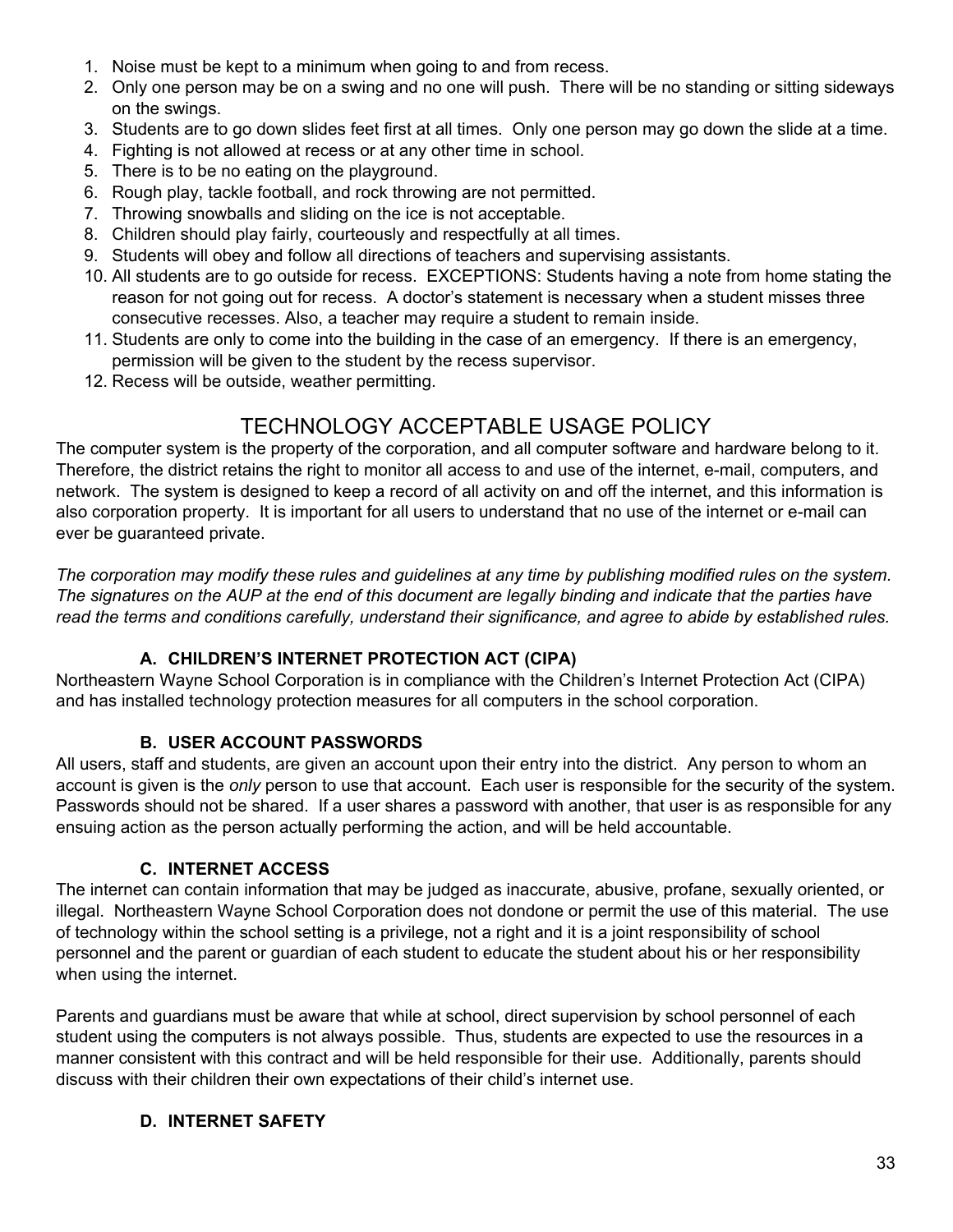1. Noise must be kept to a minimum when going to and from recess.
2. Only one person may be on a swing and no one will push. There will be no standing or sitting sideways on the swings.
3. Students are to go down slides feet first at all times. Only one person may go down the slide at a time.
4. Fighting is not allowed at recess or at any other time in school.
5. There is to be no eating on the playground.
6. Rough play, tackle football, and rock throwing are not permitted.
7. Throwing snowballs and sliding on the ice is not acceptable.
8. Children should play fairly, courteously and respectfully at all times.
9. Students will obey and follow all directions of teachers and supervising assistants.
10. All students are to go outside for recess. EXCEPTIONS: Students having a note from home stating the reason for not going out for recess. A doctor's statement is necessary when a student misses three consecutive recesses. Also, a teacher may require a student to remain inside.
11. Students are only to come into the building in the case of an emergency. If there is an emergency, permission will be given to the student by the recess supervisor.
12. Recess will be outside, weather permitting.

# TECHNOLOGY ACCEPTABLE USAGE POLICY

The computer system is the property of the corporation, and all computer software and hardware belong to it. Therefore, the district retains the right to monitor all access to and use of the internet, e-mail, computers, and network. The system is designed to keep a record of all activity on and off the internet, and this information is also corporation property. It is important for all users to understand that no use of the internet or e-mail can ever be guaranteed private.

*The corporation may modify these rules and guidelines at any time by publishing modified rules on the system. The signatures on the AUP at the end of this document are legally binding and indicate that the parties have read the terms and conditions carefully, understand their significance, and agree to abide by established rules.*

## A. CHILDREN'S INTERNET PROTECTION ACT (CIPA)

Northeastern Wayne School Corporation is in compliance with the Children's Internet Protection Act (CIPA) and has installed technology protection measures for all computers in the school corporation.

## B. USER ACCOUNT PASSWORDS

All users, staff and students, are given an account upon their entry into the district. Any person to whom an account is given is the *only* person to use that account. Each user is responsible for the security of the system. Passwords should not be shared. If a user shares a password with another, that user is as responsible for any ensuing action as the person actually performing the action, and will be held accountable.

## C. INTERNET ACCESS

The internet can contain information that may be judged as inaccurate, abusive, profane, sexually oriented, or illegal. Northeastern Wayne School Corporation does not dondone or permit the use of this material. The use of technology within the school setting is a privilege, not a right and it is a joint responsibility of school personnel and the parent or guardian of each student to educate the student about his or her responsibility when using the internet.

Parents and guardians must be aware that while at school, direct supervision by school personnel of each student using the computers is not always possible. Thus, students are expected to use the resources in a manner consistent with this contract and will be held responsible for their use. Additionally, parents should discuss with their children their own expectations of their child's internet use.

## D. INTERNET SAFETY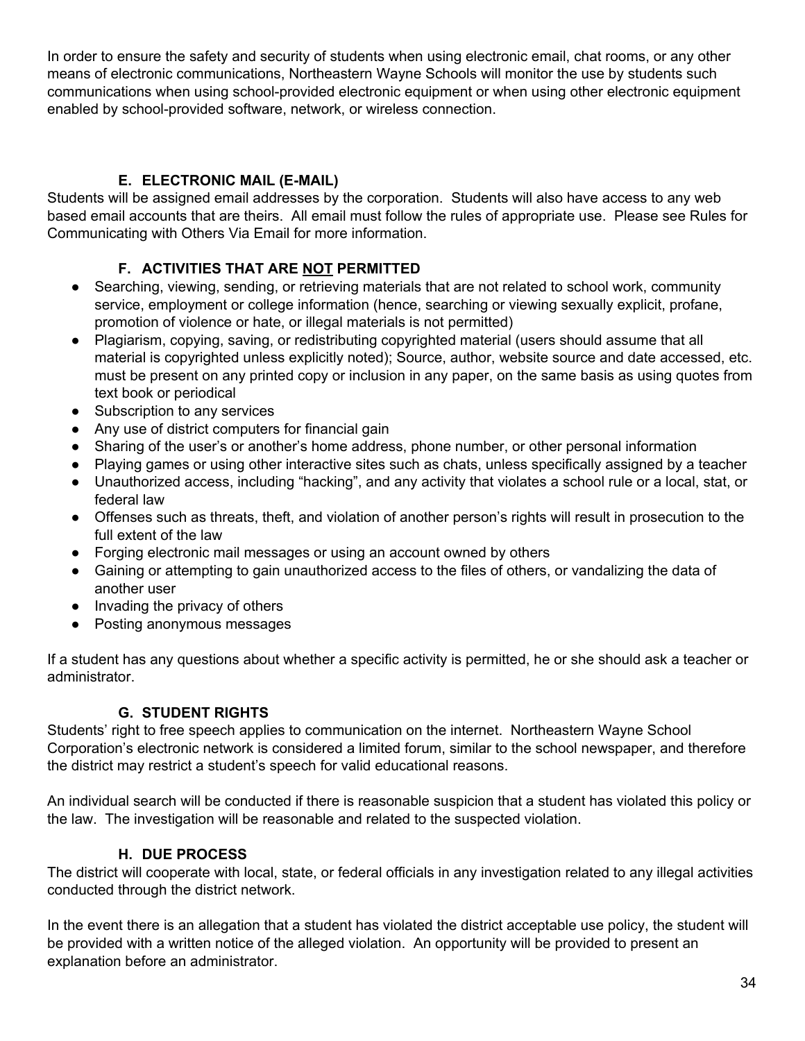In order to ensure the safety and security of students when using electronic email, chat rooms, or any other means of electronic communications, Northeastern Wayne Schools will monitor the use by students such communications when using school-provided electronic equipment or when using other electronic equipment enabled by school-provided software, network, or wireless connection.

### E. ELECTRONIC MAIL (E-MAIL)

Students will be assigned email addresses by the corporation. Students will also have access to any web based email accounts that are theirs. All email must follow the rules of appropriate use. Please see Rules for Communicating with Others Via Email for more information.

### F. ACTIVITIES THAT ARE NOT PERMITTED

- Searching, viewing, sending, or retrieving materials that are not related to school work, community service, employment or college information (hence, searching or viewing sexually explicit, profane, promotion of violence or hate, or illegal materials is not permitted)
- Plagiarism, copying, saving, or redistributing copyrighted material (users should assume that all material is copyrighted unless explicitly noted); Source, author, website source and date accessed, etc. must be present on any printed copy or inclusion in any paper, on the same basis as using quotes from text book or periodical
- Subscription to any services
- Any use of district computers for financial gain
- Sharing of the user's or another's home address, phone number, or other personal information
- Playing games or using other interactive sites such as chats, unless specifically assigned by a teacher
- Unauthorized access, including "hacking", and any activity that violates a school rule or a local, stat, or federal law
- Offenses such as threats, theft, and violation of another person's rights will result in prosecution to the full extent of the law
- Forging electronic mail messages or using an account owned by others
- Gaining or attempting to gain unauthorized access to the files of others, or vandalizing the data of another user
- Invading the privacy of others
- Posting anonymous messages

If a student has any questions about whether a specific activity is permitted, he or she should ask a teacher or administrator.

### G. STUDENT RIGHTS

Students' right to free speech applies to communication on the internet. Northeastern Wayne School Corporation's electronic network is considered a limited forum, similar to the school newspaper, and therefore the district may restrict a student's speech for valid educational reasons.

An individual search will be conducted if there is reasonable suspicion that a student has violated this policy or the law. The investigation will be reasonable and related to the suspected violation.

### H. DUE PROCESS

The district will cooperate with local, state, or federal officials in any investigation related to any illegal activities conducted through the district network.

In the event there is an allegation that a student has violated the district acceptable use policy, the student will be provided with a written notice of the alleged violation. An opportunity will be provided to present an explanation before an administrator.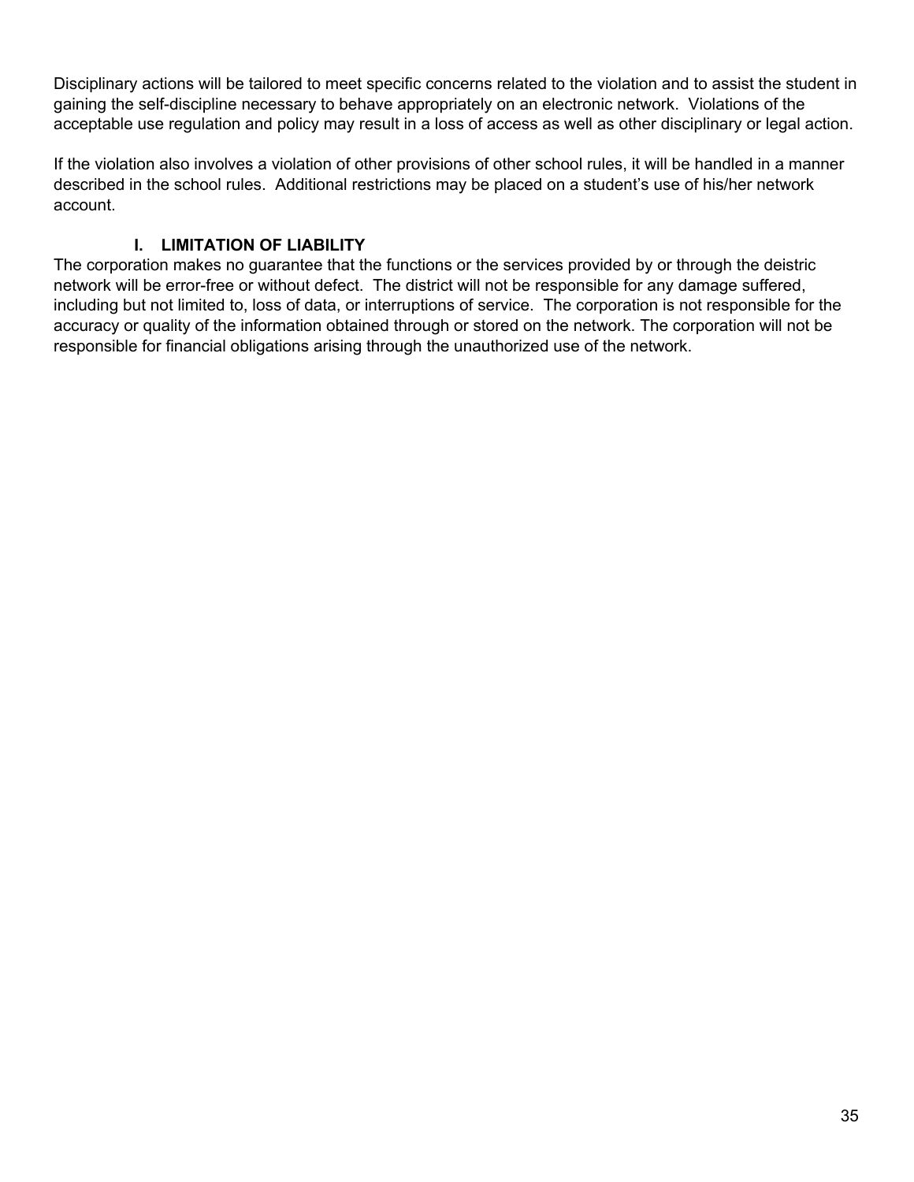Disciplinary actions will be tailored to meet specific concerns related to the violation and to assist the student in gaining the self-discipline necessary to behave appropriately on an electronic network. Violations of the acceptable use regulation and policy may result in a loss of access as well as other disciplinary or legal action.

If the violation also involves a violation of other provisions of other school rules, it will be handled in a manner described in the school rules. Additional restrictions may be placed on a student's use of his/her network account.

### I. LIMITATION OF LIABILITY

The corporation makes no guarantee that the functions or the services provided by or through the deistric network will be error-free or without defect. The district will not be responsible for any damage suffered, including but not limited to, loss of data, or interruptions of service. The corporation is not responsible for the accuracy or quality of the information obtained through or stored on the network. The corporation will not be responsible for financial obligations arising through the unauthorized use of the network.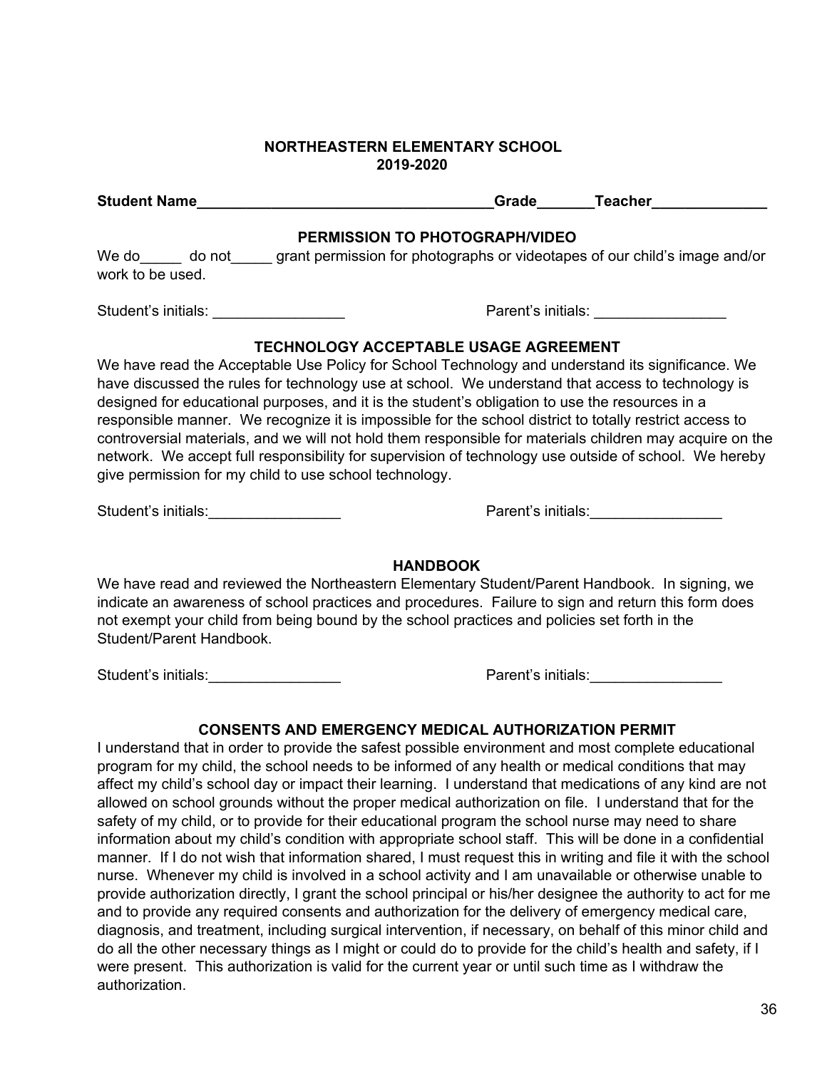**NORTHEASTERN ELEMENTARY SCHOOL**
**2019-2020**

**Student Name____________________________________Grade_______Teacher______________**

### PERMISSION TO PHOTOGRAPH/VIDEO

We do_____ do not_____ grant permission for photographs or videotapes of our child's image and/or work to be used.

Student's initials: ________________ Parent's initials: ________________

### TECHNOLOGY ACCEPTABLE USAGE AGREEMENT

We have read the Acceptable Use Policy for School Technology and understand its significance. We have discussed the rules for technology use at school. We understand that access to technology is designed for educational purposes, and it is the student's obligation to use the resources in a responsible manner. We recognize it is impossible for the school district to totally restrict access to controversial materials, and we will not hold them responsible for materials children may acquire on the network. We accept full responsibility for supervision of technology use outside of school. We hereby give permission for my child to use school technology.

Student's initials:________________ Parent's initials:________________

### HANDBOOK

We have read and reviewed the Northeastern Elementary Student/Parent Handbook. In signing, we indicate an awareness of school practices and procedures. Failure to sign and return this form does not exempt your child from being bound by the school practices and policies set forth in the Student/Parent Handbook.

Student's initials:________________ Parent's initials:________________

### CONSENTS AND EMERGENCY MEDICAL AUTHORIZATION PERMIT

I understand that in order to provide the safest possible environment and most complete educational program for my child, the school needs to be informed of any health or medical conditions that may affect my child's school day or impact their learning. I understand that medications of any kind are not allowed on school grounds without the proper medical authorization on file. I understand that for the safety of my child, or to provide for their educational program the school nurse may need to share information about my child's condition with appropriate school staff. This will be done in a confidential manner. If I do not wish that information shared, I must request this in writing and file it with the school nurse. Whenever my child is involved in a school activity and I am unavailable or otherwise unable to provide authorization directly, I grant the school principal or his/her designee the authority to act for me and to provide any required consents and authorization for the delivery of emergency medical care, diagnosis, and treatment, including surgical intervention, if necessary, on behalf of this minor child and do all the other necessary things as I might or could do to provide for the child's health and safety, if I were present. This authorization is valid for the current year or until such time as I withdraw the authorization.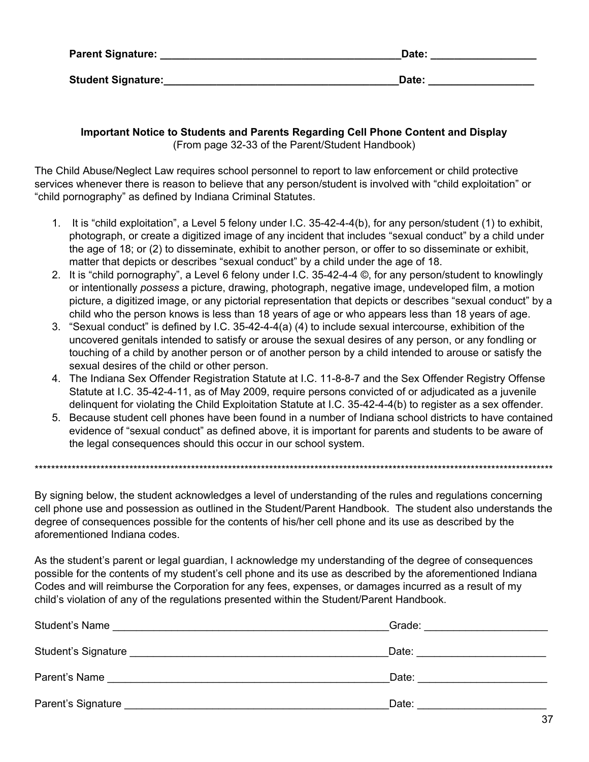**Parent Signature: \_\_\_\_\_\_\_\_\_\_\_\_\_\_\_\_\_\_\_\_\_\_\_\_\_\_\_\_\_\_\_\_\_\_\_\_\_\_\_\_\_\_Date: \_\_\_\_\_\_\_\_\_\_\_\_\_\_\_\_\_\_**

**Student Signature:\_\_\_\_\_\_\_\_\_\_\_\_\_\_\_\_\_\_\_\_\_\_\_\_\_\_\_\_\_\_\_\_\_\_\_\_\_\_\_\_\_Date: \_\_\_\_\_\_\_\_\_\_\_\_\_\_\_\_\_\_**

**Important Notice to Students and Parents Regarding Cell Phone Content and Display**
(From page 32-33 of the Parent/Student Handbook)

The Child Abuse/Neglect Law requires school personnel to report to law enforcement or child protective services whenever there is reason to believe that any person/student is involved with "child exploitation" or "child pornography" as defined by Indiana Criminal Statutes.

1. It is "child exploitation", a Level 5 felony under I.C. 35-42-4-4(b), for any person/student (1) to exhibit, photograph, or create a digitized image of any incident that includes "sexual conduct" by a child under the age of 18; or (2) to disseminate, exhibit to another person, or offer to so disseminate or exhibit, matter that depicts or describes "sexual conduct" by a child under the age of 18.
2. It is "child pornography", a Level 6 felony under I.C. 35-42-4-4 ©, for any person/student to knowingly or intentionally *possess* a picture, drawing, photograph, negative image, undeveloped film, a motion picture, a digitized image, or any pictorial representation that depicts or describes "sexual conduct" by a child who the person knows is less than 18 years of age or who appears less than 18 years of age.
3. "Sexual conduct" is defined by I.C. 35-42-4-4(a) (4) to include sexual intercourse, exhibition of the uncovered genitals intended to satisfy or arouse the sexual desires of any person, or any fondling or touching of a child by another person or of another person by a child intended to arouse or satisfy the sexual desires of the child or other person.
4. The Indiana Sex Offender Registration Statute at I.C. 11-8-8-7 and the Sex Offender Registry Offense Statute at I.C. 35-42-4-11, as of May 2009, require persons convicted of or adjudicated as a juvenile delinquent for violating the Child Exploitation Statute at I.C. 35-42-4-4(b) to register as a sex offender.
5. Because student cell phones have been found in a number of Indiana school districts to have contained evidence of "sexual conduct" as defined above, it is important for parents and students to be aware of the legal consequences should this occur in our school system.

\*\*\*\*\*\*\*\*\*\*\*\*\*\*\*\*\*\*\*\*\*\*\*\*\*\*\*\*\*\*\*\*\*\*\*\*\*\*\*\*\*\*\*\*\*\*\*\*\*\*\*\*\*\*\*\*\*\*\*\*\*\*\*\*\*\*\*\*\*\*\*\*\*\*\*\*\*\*

By signing below, the student acknowledges a level of understanding of the rules and regulations concerning cell phone use and possession as outlined in the Student/Parent Handbook. The student also understands the degree of consequences possible for the contents of his/her cell phone and its use as described by the aforementioned Indiana codes.

As the student's parent or legal guardian, I acknowledge my understanding of the degree of consequences possible for the contents of my student's cell phone and its use as described by the aforementioned Indiana Codes and will reimburse the Corporation for any fees, expenses, or damages incurred as a result of my child's violation of any of the regulations presented within the Student/Parent Handbook.

Student's Name \_\_\_\_\_\_\_\_\_\_\_\_\_\_\_\_\_\_\_\_\_\_\_\_\_\_\_\_\_\_\_\_\_\_\_\_\_\_\_\_\_\_\_\_\_\_\_Grade: \_\_\_\_\_\_\_\_\_\_\_\_\_\_\_\_\_\_\_\_\_

Student's Signature \_\_\_\_\_\_\_\_\_\_\_\_\_\_\_\_\_\_\_\_\_\_\_\_\_\_\_\_\_\_\_\_\_\_\_\_\_\_\_\_\_\_\_\_Date: \_\_\_\_\_\_\_\_\_\_\_\_\_\_\_\_\_\_\_\_\_\_

Parent's Name \_\_\_\_\_\_\_\_\_\_\_\_\_\_\_\_\_\_\_\_\_\_\_\_\_\_\_\_\_\_\_\_\_\_\_\_\_\_\_\_\_\_\_\_\_\_\_\_Date: \_\_\_\_\_\_\_\_\_\_\_\_\_\_\_\_\_\_\_\_\_\_

Parent's Signature \_\_\_\_\_\_\_\_\_\_\_\_\_\_\_\_\_\_\_\_\_\_\_\_\_\_\_\_\_\_\_\_\_\_\_\_\_\_\_\_\_\_\_\_\_Date: \_\_\_\_\_\_\_\_\_\_\_\_\_\_\_\_\_\_\_\_\_\_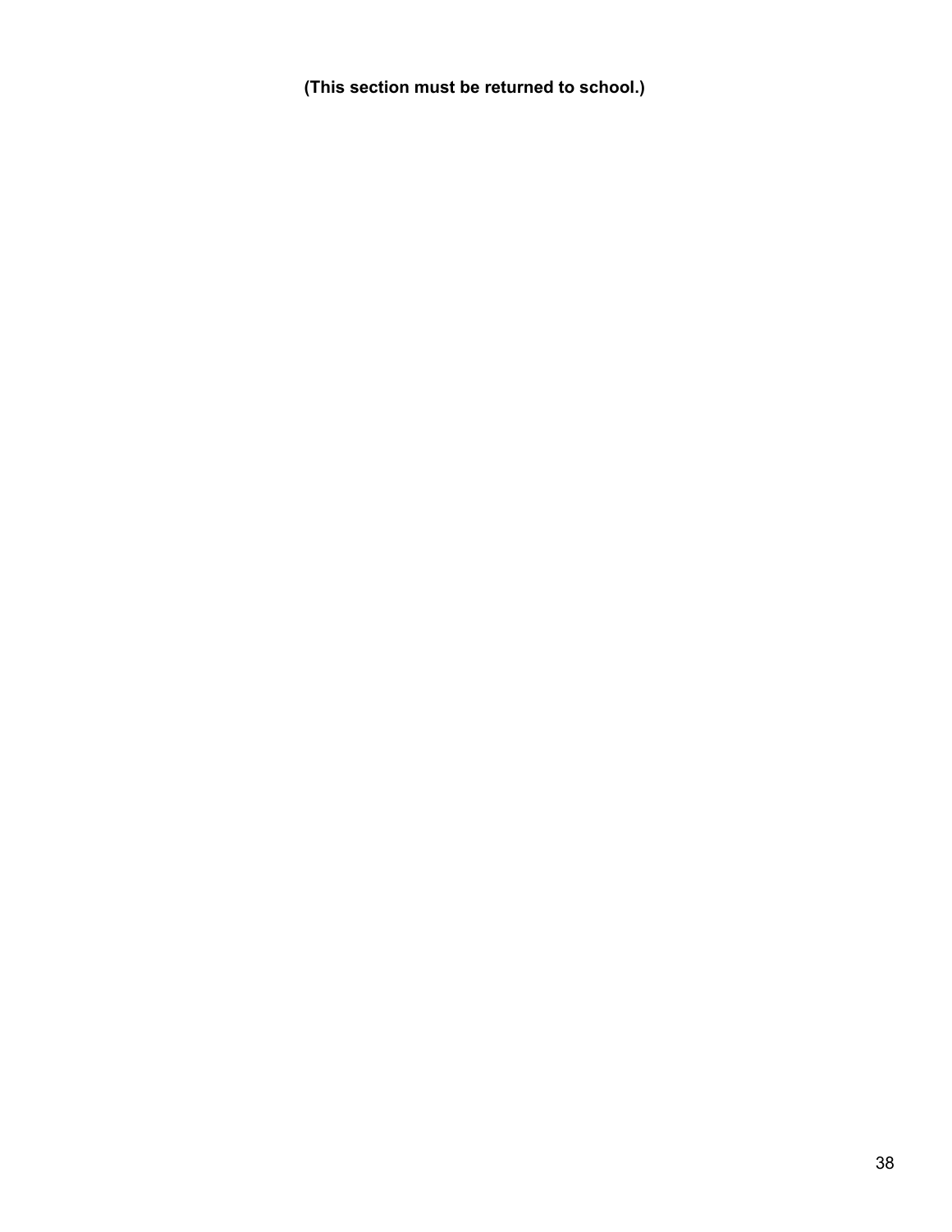**(This section must be returned to school.)**